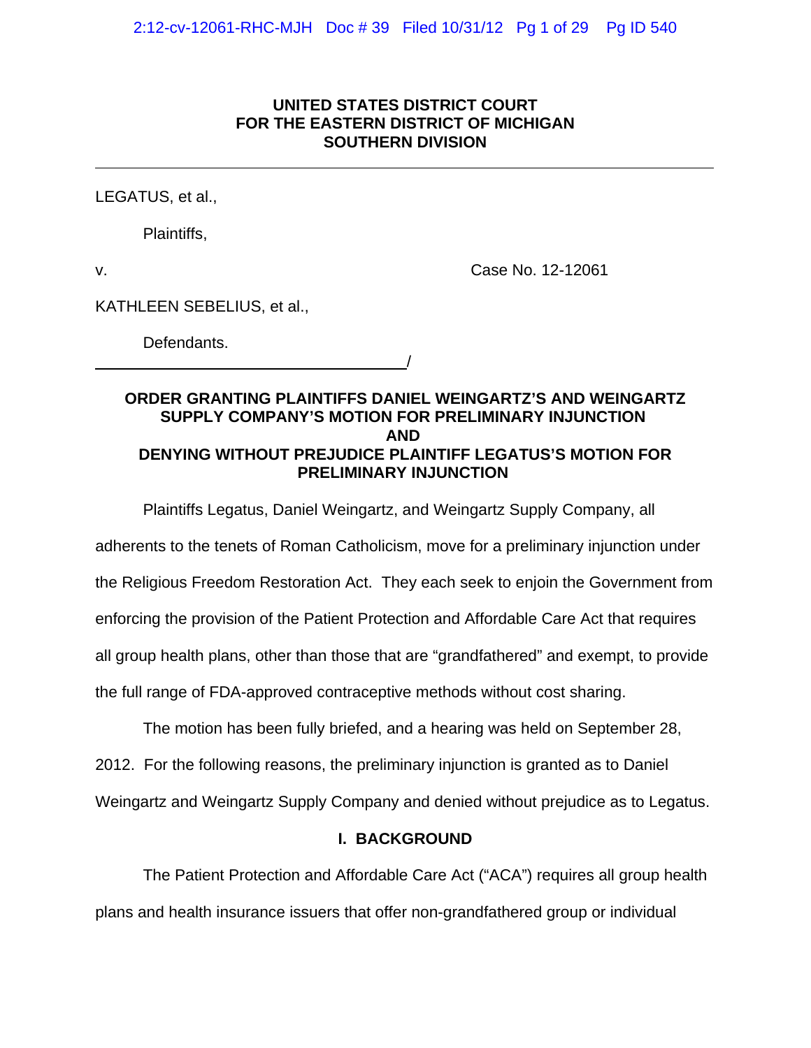**UNITED STATES DISTRICT COURT**
**FOR THE EASTERN DISTRICT OF MICHIGAN**
**SOUTHERN DIVISION**

---

LEGATUS, et al.,

Plaintiffs,

v. Case No. 12-12061

KATHLEEN SEBELIUS, et al.,

Defendants.

______________________________________/

**ORDER GRANTING PLAINTIFFS DANIEL WEINGARTZ'S AND WEINGARTZ SUPPLY COMPANY'S MOTION FOR PRELIMINARY INJUNCTION AND DENYING WITHOUT PREJUDICE PLAINTIFF LEGATUS'S MOTION FOR PRELIMINARY INJUNCTION**

Plaintiffs Legatus, Daniel Weingartz, and Weingartz Supply Company, all adherents to the tenets of Roman Catholicism, move for a preliminary injunction under the Religious Freedom Restoration Act. They each seek to enjoin the Government from enforcing the provision of the Patient Protection and Affordable Care Act that requires all group health plans, other than those that are "grandfathered" and exempt, to provide the full range of FDA-approved contraceptive methods without cost sharing.

The motion has been fully briefed, and a hearing was held on September 28, 2012. For the following reasons, the preliminary injunction is granted as to Daniel Weingartz and Weingartz Supply Company and denied without prejudice as to Legatus.

## I. BACKGROUND

The Patient Protection and Affordable Care Act ("ACA") requires all group health plans and health insurance issuers that offer non-grandfathered group or individual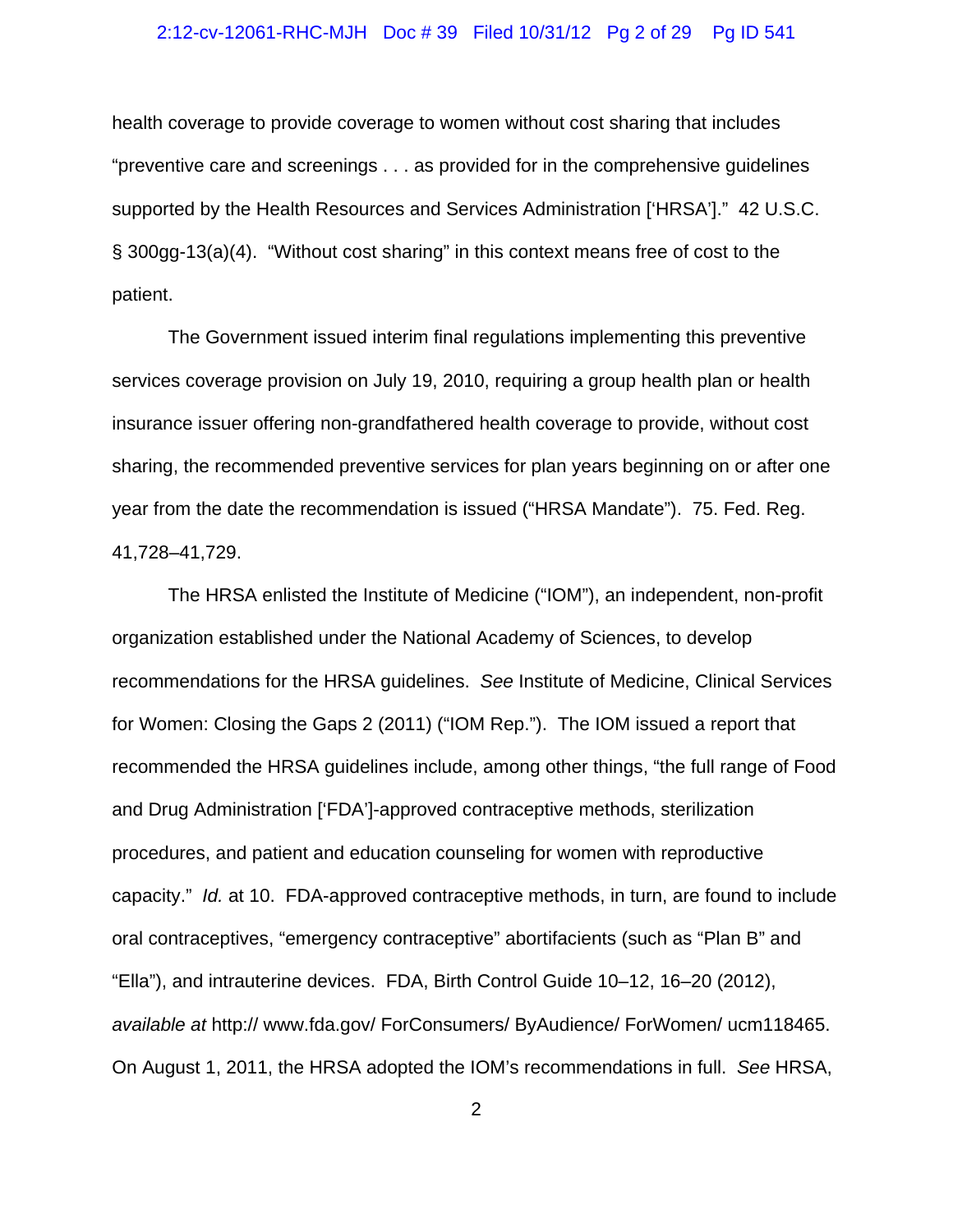health coverage to provide coverage to women without cost sharing that includes "preventive care and screenings . . . as provided for in the comprehensive guidelines supported by the Health Resources and Services Administration ['HRSA']." 42 U.S.C. § 300gg-13(a)(4). "Without cost sharing" in this context means free of cost to the patient.

The Government issued interim final regulations implementing this preventive services coverage provision on July 19, 2010, requiring a group health plan or health insurance issuer offering non-grandfathered health coverage to provide, without cost sharing, the recommended preventive services for plan years beginning on or after one year from the date the recommendation is issued ("HRSA Mandate"). 75. Fed. Reg. 41,728–41,729.

The HRSA enlisted the Institute of Medicine ("IOM"), an independent, non-profit organization established under the National Academy of Sciences, to develop recommendations for the HRSA guidelines. *See* Institute of Medicine, Clinical Services for Women: Closing the Gaps 2 (2011) ("IOM Rep."). The IOM issued a report that recommended the HRSA guidelines include, among other things, "the full range of Food and Drug Administration ['FDA']-approved contraceptive methods, sterilization procedures, and patient and education counseling for women with reproductive capacity." *Id.* at 10. FDA-approved contraceptive methods, in turn, are found to include oral contraceptives, "emergency contraceptive" abortifacients (such as "Plan B" and "Ella"), and intrauterine devices. FDA, Birth Control Guide 10–12, 16–20 (2012), *available at* http:// www.fda.gov/ ForConsumers/ ByAudience/ ForWomen/ ucm118465. On August 1, 2011, the HRSA adopted the IOM's recommendations in full. *See* HRSA,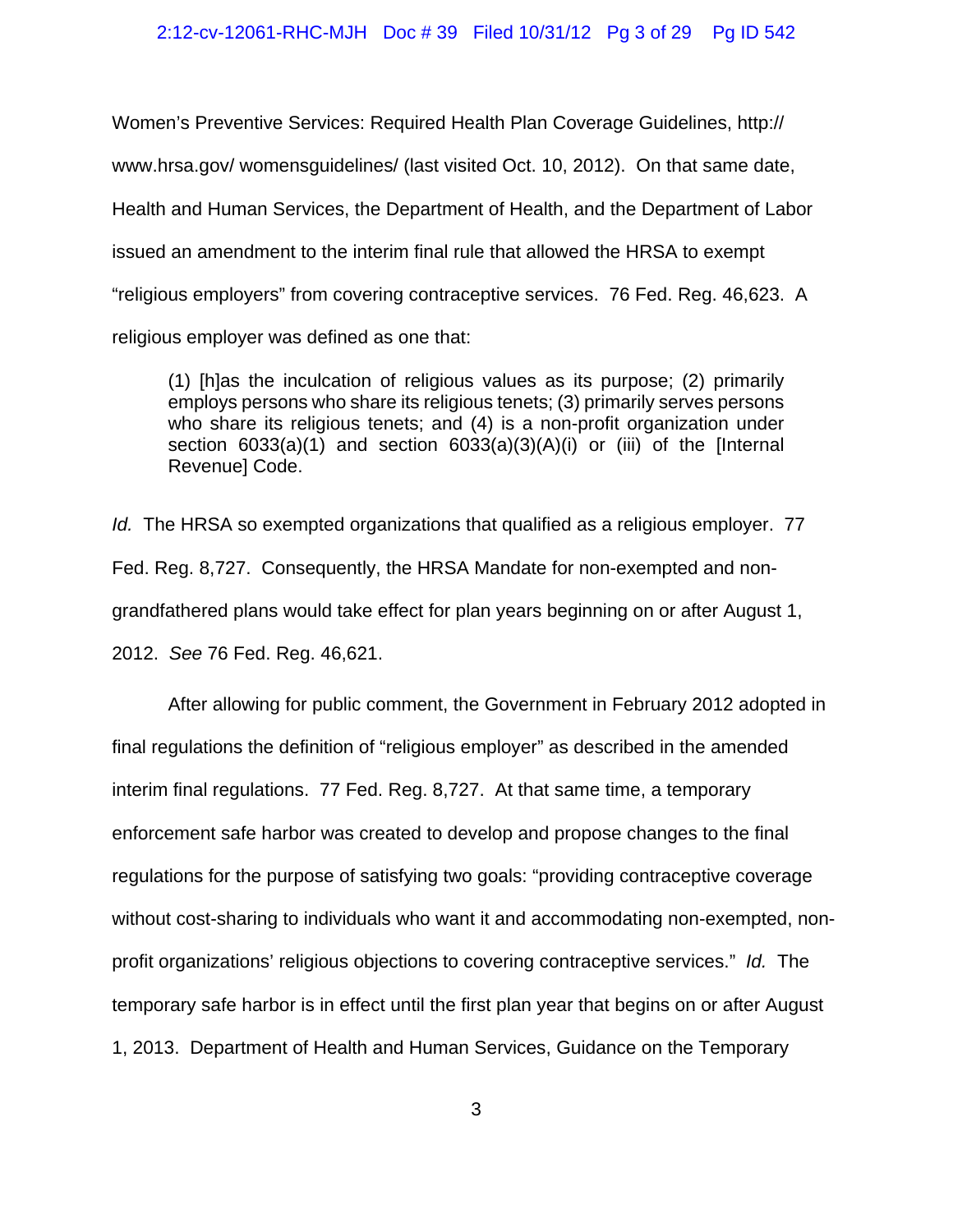Women's Preventive Services: Required Health Plan Coverage Guidelines, http:// www.hrsa.gov/ womensguidelines/ (last visited Oct. 10, 2012). On that same date, Health and Human Services, the Department of Health, and the Department of Labor issued an amendment to the interim final rule that allowed the HRSA to exempt "religious employers" from covering contraceptive services. 76 Fed. Reg. 46,623. A religious employer was defined as one that:

> (1) [h]as the inculcation of religious values as its purpose; (2) primarily employs persons who share its religious tenets; (3) primarily serves persons who share its religious tenets; and (4) is a non-profit organization under section 6033(a)(1) and section 6033(a)(3)(A)(i) or (iii) of the [Internal Revenue] Code.

*Id.* The HRSA so exempted organizations that qualified as a religious employer. 77 Fed. Reg. 8,727. Consequently, the HRSA Mandate for non-exempted and non-grandfathered plans would take effect for plan years beginning on or after August 1, 2012. *See* 76 Fed. Reg. 46,621.

After allowing for public comment, the Government in February 2012 adopted in final regulations the definition of "religious employer" as described in the amended interim final regulations. 77 Fed. Reg. 8,727. At that same time, a temporary enforcement safe harbor was created to develop and propose changes to the final regulations for the purpose of satisfying two goals: "providing contraceptive coverage without cost-sharing to individuals who want it and accommodating non-exempted, non-profit organizations' religious objections to covering contraceptive services." *Id.* The temporary safe harbor is in effect until the first plan year that begins on or after August 1, 2013. Department of Health and Human Services, Guidance on the Temporary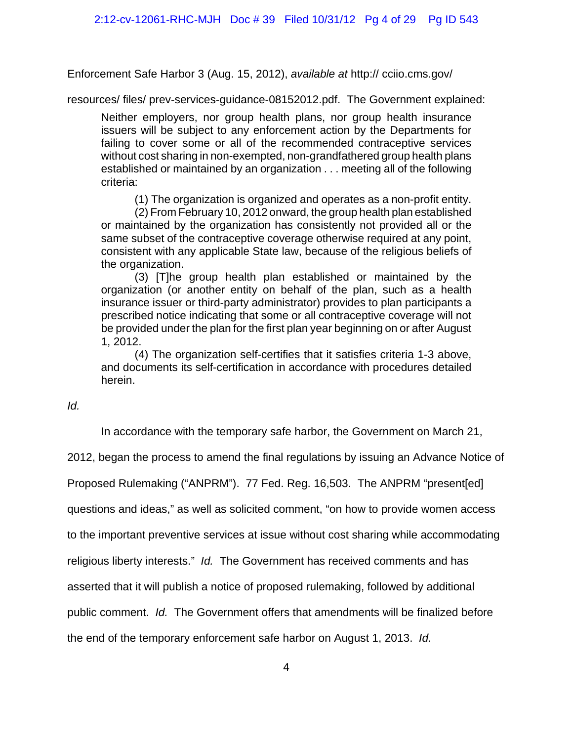Enforcement Safe Harbor 3 (Aug. 15, 2012), *available at* http:// cciio.cms.gov/ resources/ files/ prev-services-guidance-08152012.pdf. The Government explained:

> Neither employers, nor group health plans, nor group health insurance issuers will be subject to any enforcement action by the Departments for failing to cover some or all of the recommended contraceptive services without cost sharing in non-exempted, non-grandfathered group health plans established or maintained by an organization . . . meeting all of the following criteria:
>
> (1) The organization is organized and operates as a non-profit entity.
>
> (2) From February 10, 2012 onward, the group health plan established or maintained by the organization has consistently not provided all or the same subset of the contraceptive coverage otherwise required at any point, consistent with any applicable State law, because of the religious beliefs of the organization.
>
> (3) [T]he group health plan established or maintained by the organization (or another entity on behalf of the plan, such as a health insurance issuer or third-party administrator) provides to plan participants a prescribed notice indicating that some or all contraceptive coverage will not be provided under the plan for the first plan year beginning on or after August 1, 2012.
>
> (4) The organization self-certifies that it satisfies criteria 1-3 above, and documents its self-certification in accordance with procedures detailed herein.

*Id.*

In accordance with the temporary safe harbor, the Government on March 21, 2012, began the process to amend the final regulations by issuing an Advance Notice of Proposed Rulemaking ("ANPRM"). 77 Fed. Reg. 16,503. The ANPRM "present[ed] questions and ideas," as well as solicited comment, "on how to provide women access to the important preventive services at issue without cost sharing while accommodating religious liberty interests." *Id.* The Government has received comments and has asserted that it will publish a notice of proposed rulemaking, followed by additional public comment. *Id.* The Government offers that amendments will be finalized before the end of the temporary enforcement safe harbor on August 1, 2013. *Id.*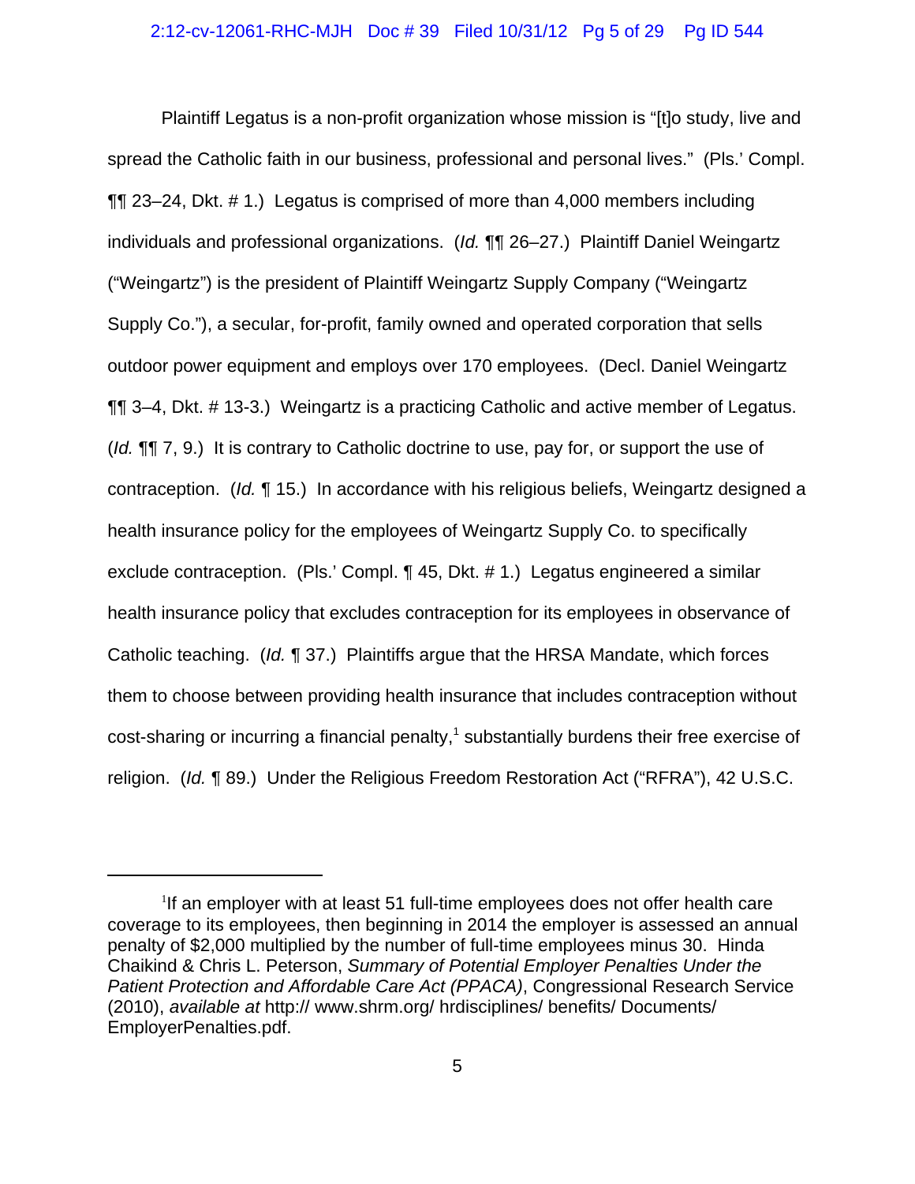Plaintiff Legatus is a non-profit organization whose mission is "[t]o study, live and spread the Catholic faith in our business, professional and personal lives." (Pls.' Compl. ¶¶ 23–24, Dkt. # 1.) Legatus is comprised of more than 4,000 members including individuals and professional organizations. (*Id.* ¶¶ 26–27.) Plaintiff Daniel Weingartz ("Weingartz") is the president of Plaintiff Weingartz Supply Company ("Weingartz Supply Co."), a secular, for-profit, family owned and operated corporation that sells outdoor power equipment and employs over 170 employees. (Decl. Daniel Weingartz ¶¶ 3–4, Dkt. # 13-3.) Weingartz is a practicing Catholic and active member of Legatus. (*Id.* ¶¶ 7, 9.) It is contrary to Catholic doctrine to use, pay for, or support the use of contraception. (*Id.* ¶ 15.) In accordance with his religious beliefs, Weingartz designed a health insurance policy for the employees of Weingartz Supply Co. to specifically exclude contraception. (Pls.' Compl. ¶ 45, Dkt. # 1.) Legatus engineered a similar health insurance policy that excludes contraception for its employees in observance of Catholic teaching. (*Id.* ¶ 37.) Plaintiffs argue that the HRSA Mandate, which forces them to choose between providing health insurance that includes contraception without cost-sharing or incurring a financial penalty,[1] substantially burdens their free exercise of religion. (*Id.* ¶ 89.) Under the Religious Freedom Restoration Act ("RFRA"), 42 U.S.C.

---

[1] If an employer with at least 51 full-time employees does not offer health care coverage to its employees, then beginning in 2014 the employer is assessed an annual penalty of $2,000 multiplied by the number of full-time employees minus 30. Hinda Chaikind & Chris L. Peterson, *Summary of Potential Employer Penalties Under the Patient Protection and Affordable Care Act (PPACA)*, Congressional Research Service (2010), *available at* http:// www.shrm.org/ hrdisciplines/ benefits/ Documents/ EmployerPenalties.pdf.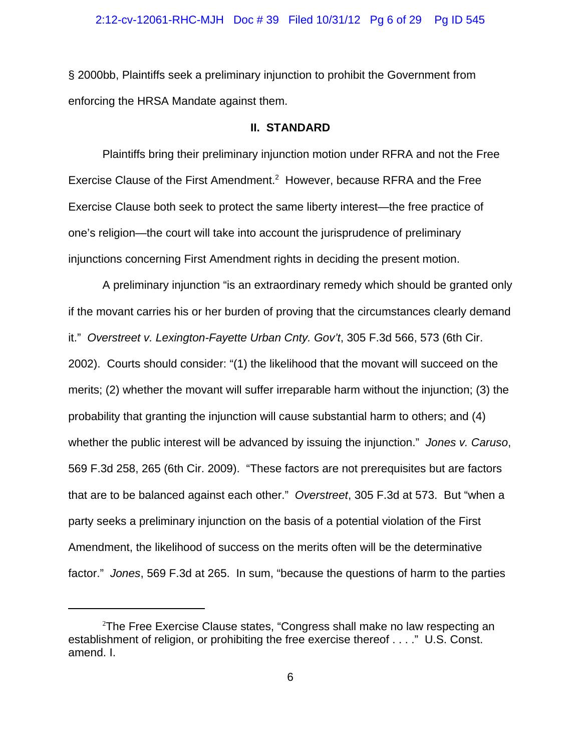§ 2000bb, Plaintiffs seek a preliminary injunction to prohibit the Government from enforcing the HRSA Mandate against them.

## II. STANDARD

Plaintiffs bring their preliminary injunction motion under RFRA and not the Free Exercise Clause of the First Amendment.[2] However, because RFRA and the Free Exercise Clause both seek to protect the same liberty interest—the free practice of one's religion—the court will take into account the jurisprudence of preliminary injunctions concerning First Amendment rights in deciding the present motion.

A preliminary injunction "is an extraordinary remedy which should be granted only if the movant carries his or her burden of proving that the circumstances clearly demand it." *Overstreet v. Lexington-Fayette Urban Cnty. Gov't*, 305 F.3d 566, 573 (6th Cir. 2002). Courts should consider: "(1) the likelihood that the movant will succeed on the merits; (2) whether the movant will suffer irreparable harm without the injunction; (3) the probability that granting the injunction will cause substantial harm to others; and (4) whether the public interest will be advanced by issuing the injunction." *Jones v. Caruso*, 569 F.3d 258, 265 (6th Cir. 2009). "These factors are not prerequisites but are factors that are to be balanced against each other." *Overstreet*, 305 F.3d at 573. But "when a party seeks a preliminary injunction on the basis of a potential violation of the First Amendment, the likelihood of success on the merits often will be the determinative factor." *Jones*, 569 F.3d at 265. In sum, "because the questions of harm to the parties

---

[2]The Free Exercise Clause states, "Congress shall make no law respecting an establishment of religion, or prohibiting the free exercise thereof . . . ." U.S. Const. amend. I.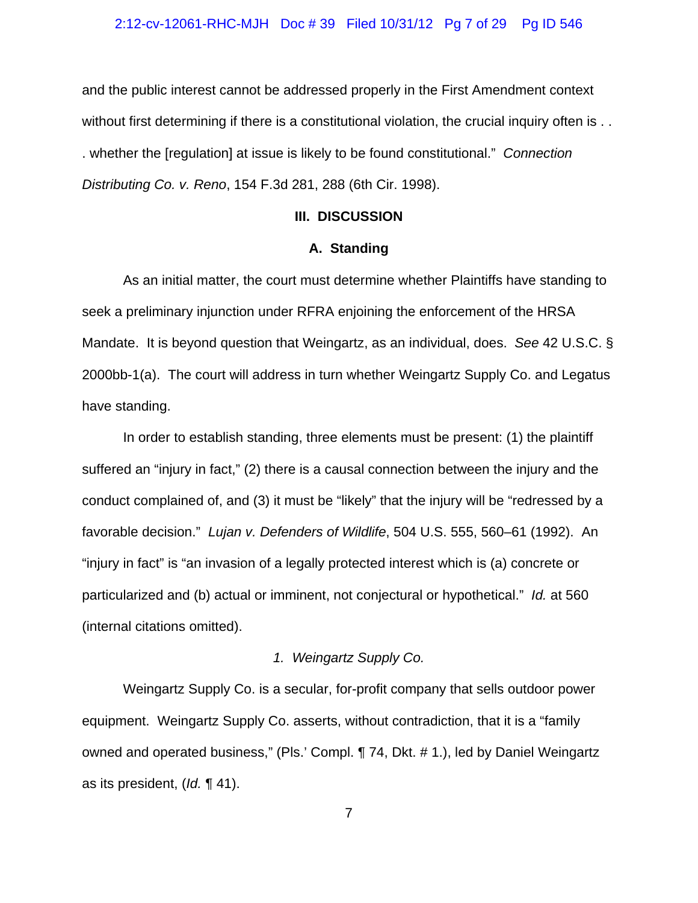and the public interest cannot be addressed properly in the First Amendment context without first determining if there is a constitutional violation, the crucial inquiry often is . . . whether the [regulation] at issue is likely to be found constitutional." *Connection Distributing Co. v. Reno*, 154 F.3d 281, 288 (6th Cir. 1998).

## III. DISCUSSION

### A. Standing

As an initial matter, the court must determine whether Plaintiffs have standing to seek a preliminary injunction under RFRA enjoining the enforcement of the HRSA Mandate. It is beyond question that Weingartz, as an individual, does. *See* 42 U.S.C. § 2000bb-1(a). The court will address in turn whether Weingartz Supply Co. and Legatus have standing.

In order to establish standing, three elements must be present: (1) the plaintiff suffered an "injury in fact," (2) there is a causal connection between the injury and the conduct complained of, and (3) it must be "likely" that the injury will be "redressed by a favorable decision." *Lujan v. Defenders of Wildlife*, 504 U.S. 555, 560–61 (1992). An "injury in fact" is "an invasion of a legally protected interest which is (a) concrete or particularized and (b) actual or imminent, not conjectural or hypothetical." *Id.* at 560 (internal citations omitted).

#### *1. Weingartz Supply Co.*

Weingartz Supply Co. is a secular, for-profit company that sells outdoor power equipment. Weingartz Supply Co. asserts, without contradiction, that it is a "family owned and operated business," (Pls.' Compl. ¶ 74, Dkt. # 1.), led by Daniel Weingartz as its president, (*Id.* ¶ 41).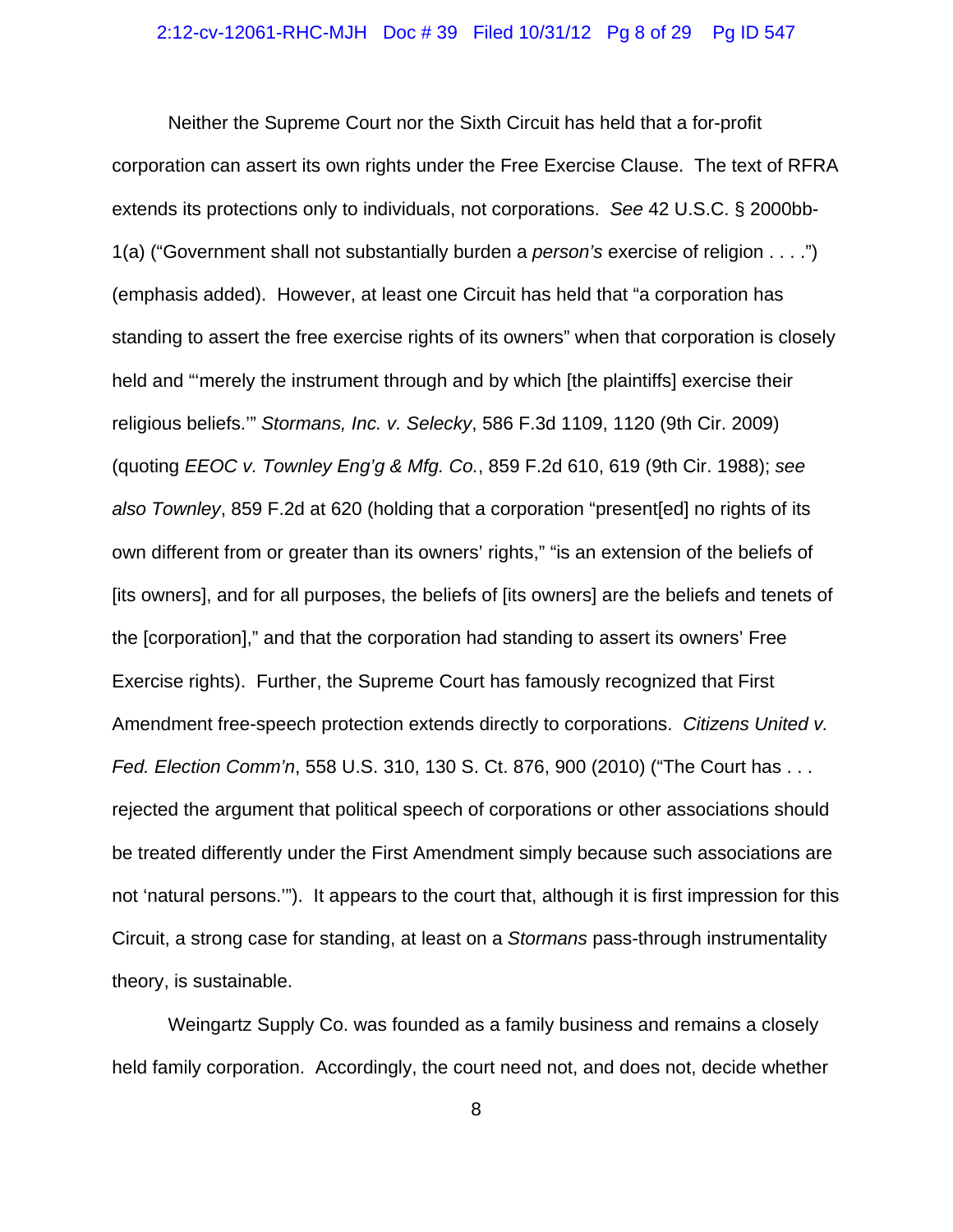Neither the Supreme Court nor the Sixth Circuit has held that a for-profit corporation can assert its own rights under the Free Exercise Clause. The text of RFRA extends its protections only to individuals, not corporations. *See* 42 U.S.C. § 2000bb-1(a) ("Government shall not substantially burden a *person's* exercise of religion . . . .") (emphasis added). However, at least one Circuit has held that "a corporation has standing to assert the free exercise rights of its owners" when that corporation is closely held and "'merely the instrument through and by which [the plaintiffs] exercise their religious beliefs.'" *Stormans, Inc. v. Selecky*, 586 F.3d 1109, 1120 (9th Cir. 2009) (quoting *EEOC v. Townley Eng'g & Mfg. Co.*, 859 F.2d 610, 619 (9th Cir. 1988); *see also Townley*, 859 F.2d at 620 (holding that a corporation "present[ed] no rights of its own different from or greater than its owners' rights," "is an extension of the beliefs of [its owners], and for all purposes, the beliefs of [its owners] are the beliefs and tenets of the [corporation]," and that the corporation had standing to assert its owners' Free Exercise rights). Further, the Supreme Court has famously recognized that First Amendment free-speech protection extends directly to corporations. *Citizens United v. Fed. Election Comm'n*, 558 U.S. 310, 130 S. Ct. 876, 900 (2010) ("The Court has . . . rejected the argument that political speech of corporations or other associations should be treated differently under the First Amendment simply because such associations are not 'natural persons.'"). It appears to the court that, although it is first impression for this Circuit, a strong case for standing, at least on a *Stormans* pass-through instrumentality theory, is sustainable.

Weingartz Supply Co. was founded as a family business and remains a closely held family corporation. Accordingly, the court need not, and does not, decide whether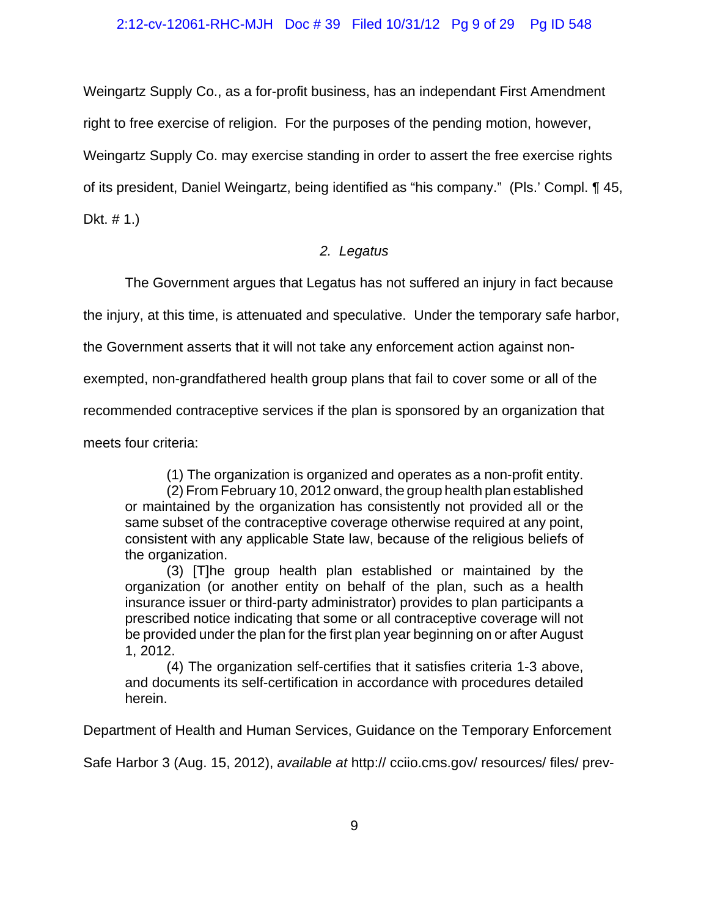Weingartz Supply Co., as a for-profit business, has an independant First Amendment right to free exercise of religion. For the purposes of the pending motion, however, Weingartz Supply Co. may exercise standing in order to assert the free exercise rights of its president, Daniel Weingartz, being identified as "his company." (Pls.' Compl. ¶ 45, Dkt. # 1.)

### *2. Legatus*

The Government argues that Legatus has not suffered an injury in fact because the injury, at this time, is attenuated and speculative. Under the temporary safe harbor, the Government asserts that it will not take any enforcement action against non-exempted, non-grandfathered health group plans that fail to cover some or all of the recommended contraceptive services if the plan is sponsored by an organization that meets four criteria:

> (1) The organization is organized and operates as a non-profit entity.
>
> (2) From February 10, 2012 onward, the group health plan established or maintained by the organization has consistently not provided all or the same subset of the contraceptive coverage otherwise required at any point, consistent with any applicable State law, because of the religious beliefs of the organization.
>
> (3) [T]he group health plan established or maintained by the organization (or another entity on behalf of the plan, such as a health insurance issuer or third-party administrator) provides to plan participants a prescribed notice indicating that some or all contraceptive coverage will not be provided under the plan for the first plan year beginning on or after August 1, 2012.
>
> (4) The organization self-certifies that it satisfies criteria 1-3 above, and documents its self-certification in accordance with procedures detailed herein.

Department of Health and Human Services, Guidance on the Temporary Enforcement Safe Harbor 3 (Aug. 15, 2012), *available at* http:// cciio.cms.gov/ resources/ files/ prev-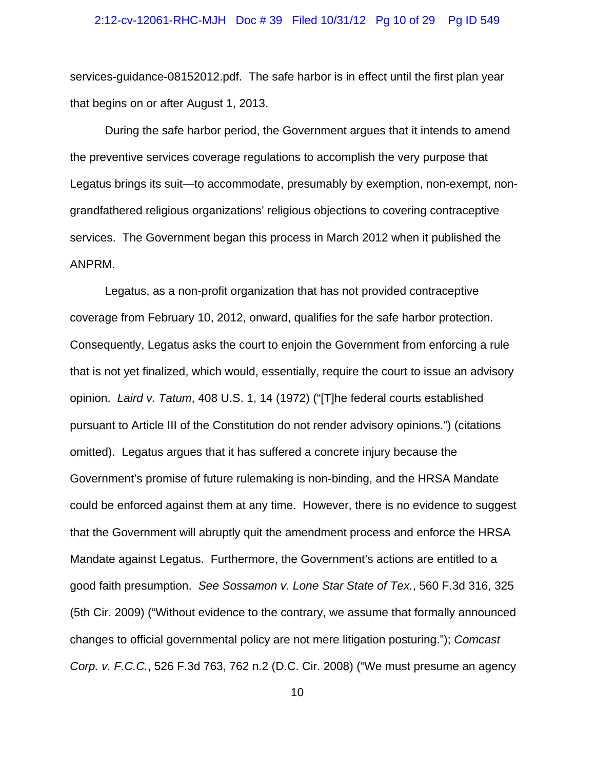services-guidance-08152012.pdf. The safe harbor is in effect until the first plan year that begins on or after August 1, 2013.

During the safe harbor period, the Government argues that it intends to amend the preventive services coverage regulations to accomplish the very purpose that Legatus brings its suit—to accommodate, presumably by exemption, non-exempt, non-grandfathered religious organizations' religious objections to covering contraceptive services. The Government began this process in March 2012 when it published the ANPRM.

Legatus, as a non-profit organization that has not provided contraceptive coverage from February 10, 2012, onward, qualifies for the safe harbor protection. Consequently, Legatus asks the court to enjoin the Government from enforcing a rule that is not yet finalized, which would, essentially, require the court to issue an advisory opinion. *Laird v. Tatum*, 408 U.S. 1, 14 (1972) ("[T]he federal courts established pursuant to Article III of the Constitution do not render advisory opinions.") (citations omitted). Legatus argues that it has suffered a concrete injury because the Government's promise of future rulemaking is non-binding, and the HRSA Mandate could be enforced against them at any time. However, there is no evidence to suggest that the Government will abruptly quit the amendment process and enforce the HRSA Mandate against Legatus. Furthermore, the Government's actions are entitled to a good faith presumption. *See Sossamon v. Lone Star State of Tex.*, 560 F.3d 316, 325 (5th Cir. 2009) ("Without evidence to the contrary, we assume that formally announced changes to official governmental policy are not mere litigation posturing."); *Comcast Corp. v. F.C.C.*, 526 F.3d 763, 762 n.2 (D.C. Cir. 2008) ("We must presume an agency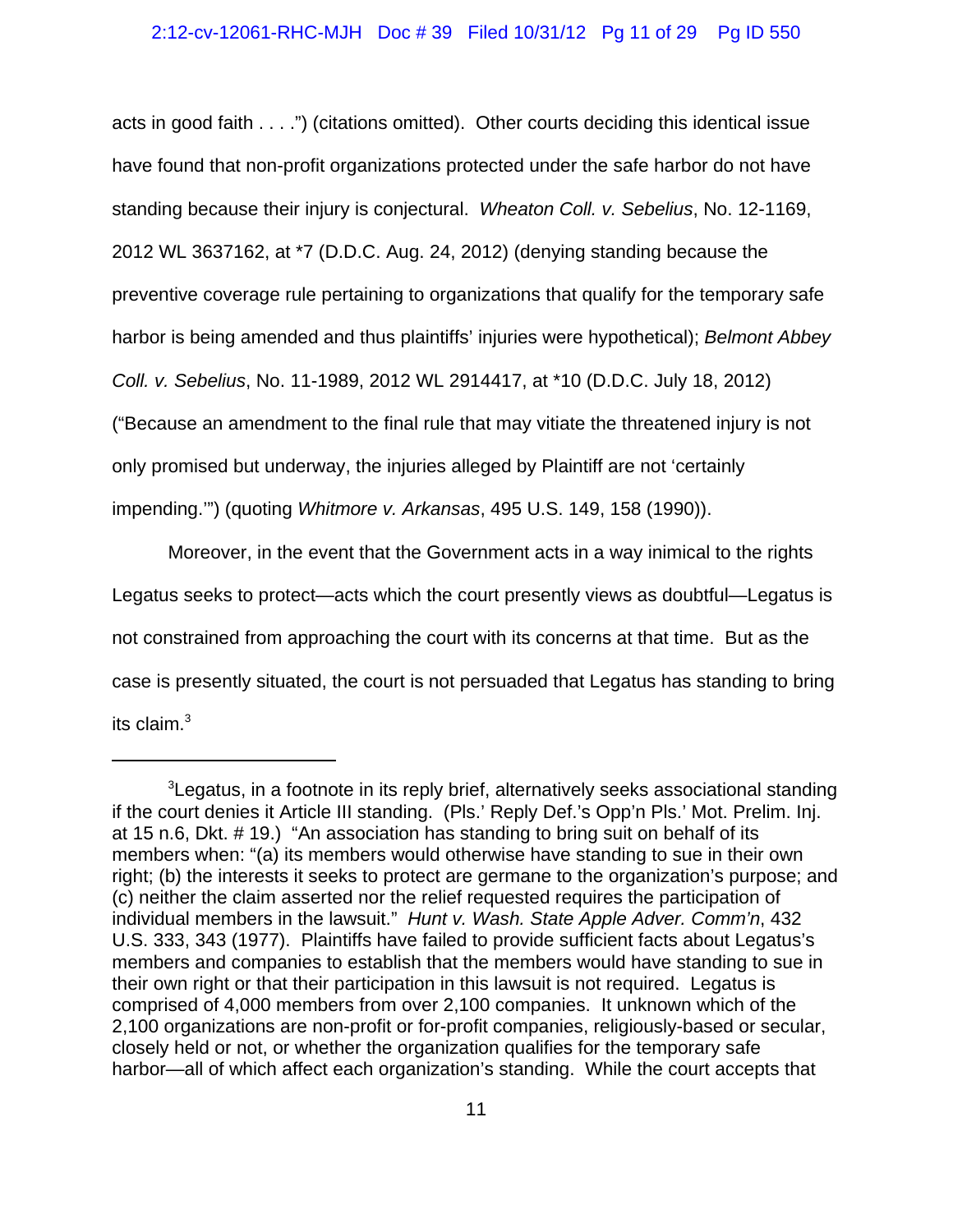acts in good faith . . . .") (citations omitted). Other courts deciding this identical issue have found that non-profit organizations protected under the safe harbor do not have standing because their injury is conjectural. *Wheaton Coll. v. Sebelius*, No. 12-1169, 2012 WL 3637162, at *7 (D.D.C. Aug. 24, 2012) (denying standing because the preventive coverage rule pertaining to organizations that qualify for the temporary safe harbor is being amended and thus plaintiffs' injuries were hypothetical); *Belmont Abbey Coll. v. Sebelius*, No. 11-1989, 2012 WL 2914417, at *10 (D.D.C. July 18, 2012) ("Because an amendment to the final rule that may vitiate the threatened injury is not only promised but underway, the injuries alleged by Plaintiff are not 'certainly impending.'") (quoting *Whitmore v. Arkansas*, 495 U.S. 149, 158 (1990)).

Moreover, in the event that the Government acts in a way inimical to the rights Legatus seeks to protect—acts which the court presently views as doubtful—Legatus is not constrained from approaching the court with its concerns at that time. But as the case is presently situated, the court is not persuaded that Legatus has standing to bring its claim.[3]

---

[3]Legatus, in a footnote in its reply brief, alternatively seeks associational standing if the court denies it Article III standing. (Pls.' Reply Def.'s Opp'n Pls.' Mot. Prelim. Inj. at 15 n.6, Dkt. # 19.) "An association has standing to bring suit on behalf of its members when: "(a) its members would otherwise have standing to sue in their own right; (b) the interests it seeks to protect are germane to the organization's purpose; and (c) neither the claim asserted nor the relief requested requires the participation of individual members in the lawsuit." *Hunt v. Wash. State Apple Adver. Comm'n*, 432 U.S. 333, 343 (1977). Plaintiffs have failed to provide sufficient facts about Legatus's members and companies to establish that the members would have standing to sue in their own right or that their participation in this lawsuit is not required. Legatus is comprised of 4,000 members from over 2,100 companies. It unknown which of the 2,100 organizations are non-profit or for-profit companies, religiously-based or secular, closely held or not, or whether the organization qualifies for the temporary safe harbor—all of which affect each organization's standing. While the court accepts that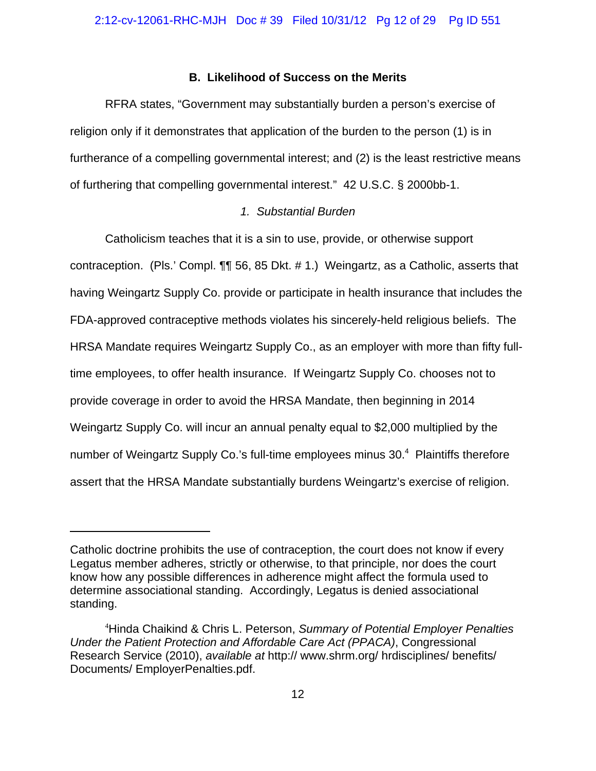### B. Likelihood of Success on the Merits

RFRA states, "Government may substantially burden a person's exercise of religion only if it demonstrates that application of the burden to the person (1) is in furtherance of a compelling governmental interest; and (2) is the least restrictive means of furthering that compelling governmental interest." 42 U.S.C. § 2000bb-1.

*1. Substantial Burden*

Catholicism teaches that it is a sin to use, provide, or otherwise support contraception. (Pls.' Compl. ¶¶ 56, 85 Dkt. # 1.) Weingartz, as a Catholic, asserts that having Weingartz Supply Co. provide or participate in health insurance that includes the FDA-approved contraceptive methods violates his sincerely-held religious beliefs. The HRSA Mandate requires Weingartz Supply Co., as an employer with more than fifty full-time employees, to offer health insurance. If Weingartz Supply Co. chooses not to provide coverage in order to avoid the HRSA Mandate, then beginning in 2014 Weingartz Supply Co. will incur an annual penalty equal to $2,000 multiplied by the number of Weingartz Supply Co.'s full-time employees minus 30.[4] Plaintiffs therefore assert that the HRSA Mandate substantially burdens Weingartz's exercise of religion.

---

Catholic doctrine prohibits the use of contraception, the court does not know if every Legatus member adheres, strictly or otherwise, to that principle, nor does the court know how any possible differences in adherence might affect the formula used to determine associational standing. Accordingly, Legatus is denied associational standing.

[4] Hinda Chaikind & Chris L. Peterson, *Summary of Potential Employer Penalties Under the Patient Protection and Affordable Care Act (PPACA)*, Congressional Research Service (2010), *available at* http:// www.shrm.org/ hrdisciplines/ benefits/ Documents/ EmployerPenalties.pdf.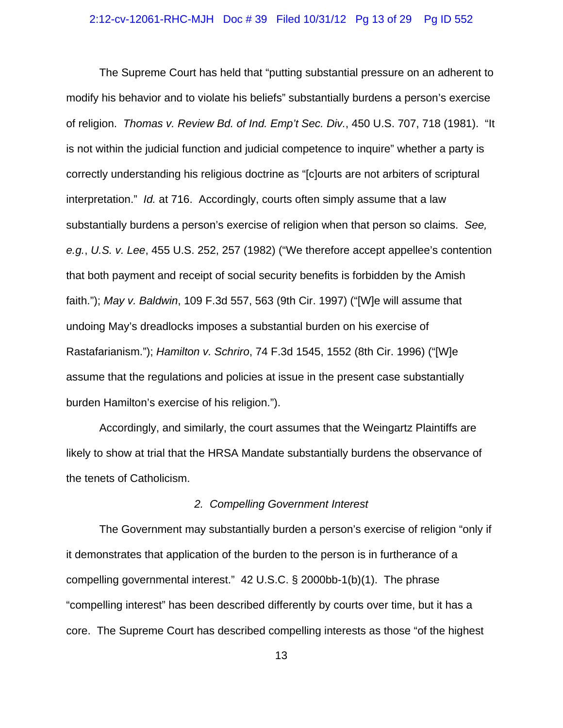The Supreme Court has held that "putting substantial pressure on an adherent to modify his behavior and to violate his beliefs" substantially burdens a person's exercise of religion. *Thomas v. Review Bd. of Ind. Emp't Sec. Div.*, 450 U.S. 707, 718 (1981). "It is not within the judicial function and judicial competence to inquire" whether a party is correctly understanding his religious doctrine as "[c]ourts are not arbiters of scriptural interpretation." *Id.* at 716. Accordingly, courts often simply assume that a law substantially burdens a person's exercise of religion when that person so claims. *See, e.g.*, *U.S. v. Lee*, 455 U.S. 252, 257 (1982) ("We therefore accept appellee's contention that both payment and receipt of social security benefits is forbidden by the Amish faith."); *May v. Baldwin*, 109 F.3d 557, 563 (9th Cir. 1997) ("[W]e will assume that undoing May's dreadlocks imposes a substantial burden on his exercise of Rastafarianism."); *Hamilton v. Schriro*, 74 F.3d 1545, 1552 (8th Cir. 1996) ("[W]e assume that the regulations and policies at issue in the present case substantially burden Hamilton's exercise of his religion.").

Accordingly, and similarly, the court assumes that the Weingartz Plaintiffs are likely to show at trial that the HRSA Mandate substantially burdens the observance of the tenets of Catholicism.

### *2. Compelling Government Interest*

The Government may substantially burden a person's exercise of religion "only if it demonstrates that application of the burden to the person is in furtherance of a compelling governmental interest." 42 U.S.C. § 2000bb-1(b)(1). The phrase "compelling interest" has been described differently by courts over time, but it has a core. The Supreme Court has described compelling interests as those "of the highest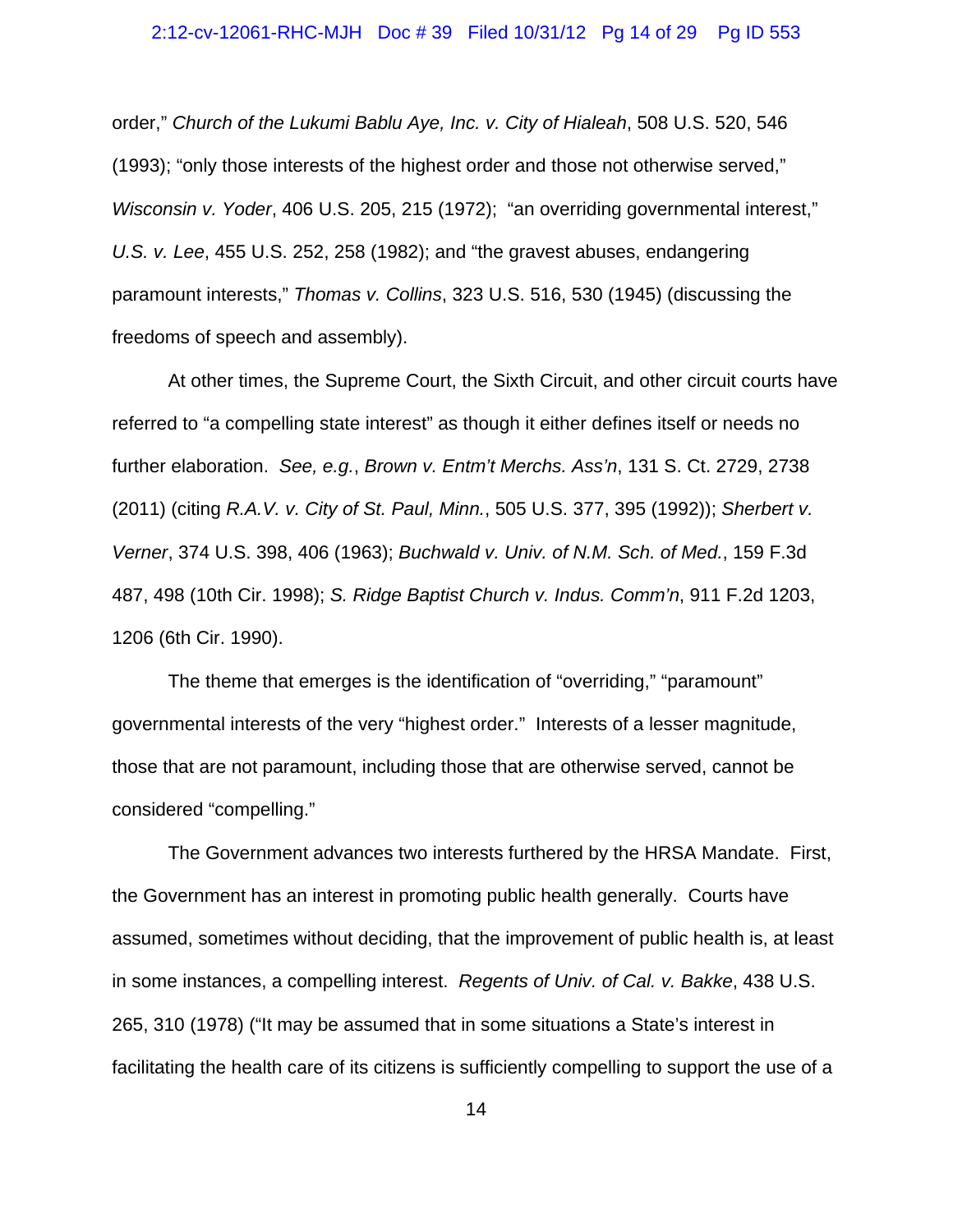order," *Church of the Lukumi Bablu Aye, Inc. v. City of Hialeah*, 508 U.S. 520, 546 (1993); "only those interests of the highest order and those not otherwise served," *Wisconsin v. Yoder*, 406 U.S. 205, 215 (1972); "an overriding governmental interest," *U.S. v. Lee*, 455 U.S. 252, 258 (1982); and "the gravest abuses, endangering paramount interests," *Thomas v. Collins*, 323 U.S. 516, 530 (1945) (discussing the freedoms of speech and assembly).

At other times, the Supreme Court, the Sixth Circuit, and other circuit courts have referred to "a compelling state interest" as though it either defines itself or needs no further elaboration. *See, e.g.*, *Brown v. Entm't Merchs. Ass'n*, 131 S. Ct. 2729, 2738 (2011) (citing *R.A.V. v. City of St. Paul, Minn.*, 505 U.S. 377, 395 (1992)); *Sherbert v. Verner*, 374 U.S. 398, 406 (1963); *Buchwald v. Univ. of N.M. Sch. of Med.*, 159 F.3d 487, 498 (10th Cir. 1998); *S. Ridge Baptist Church v. Indus. Comm'n*, 911 F.2d 1203, 1206 (6th Cir. 1990).

The theme that emerges is the identification of "overriding," "paramount" governmental interests of the very "highest order." Interests of a lesser magnitude, those that are not paramount, including those that are otherwise served, cannot be considered "compelling."

The Government advances two interests furthered by the HRSA Mandate. First, the Government has an interest in promoting public health generally. Courts have assumed, sometimes without deciding, that the improvement of public health is, at least in some instances, a compelling interest. *Regents of Univ. of Cal. v. Bakke*, 438 U.S. 265, 310 (1978) ("It may be assumed that in some situations a State's interest in facilitating the health care of its citizens is sufficiently compelling to support the use of a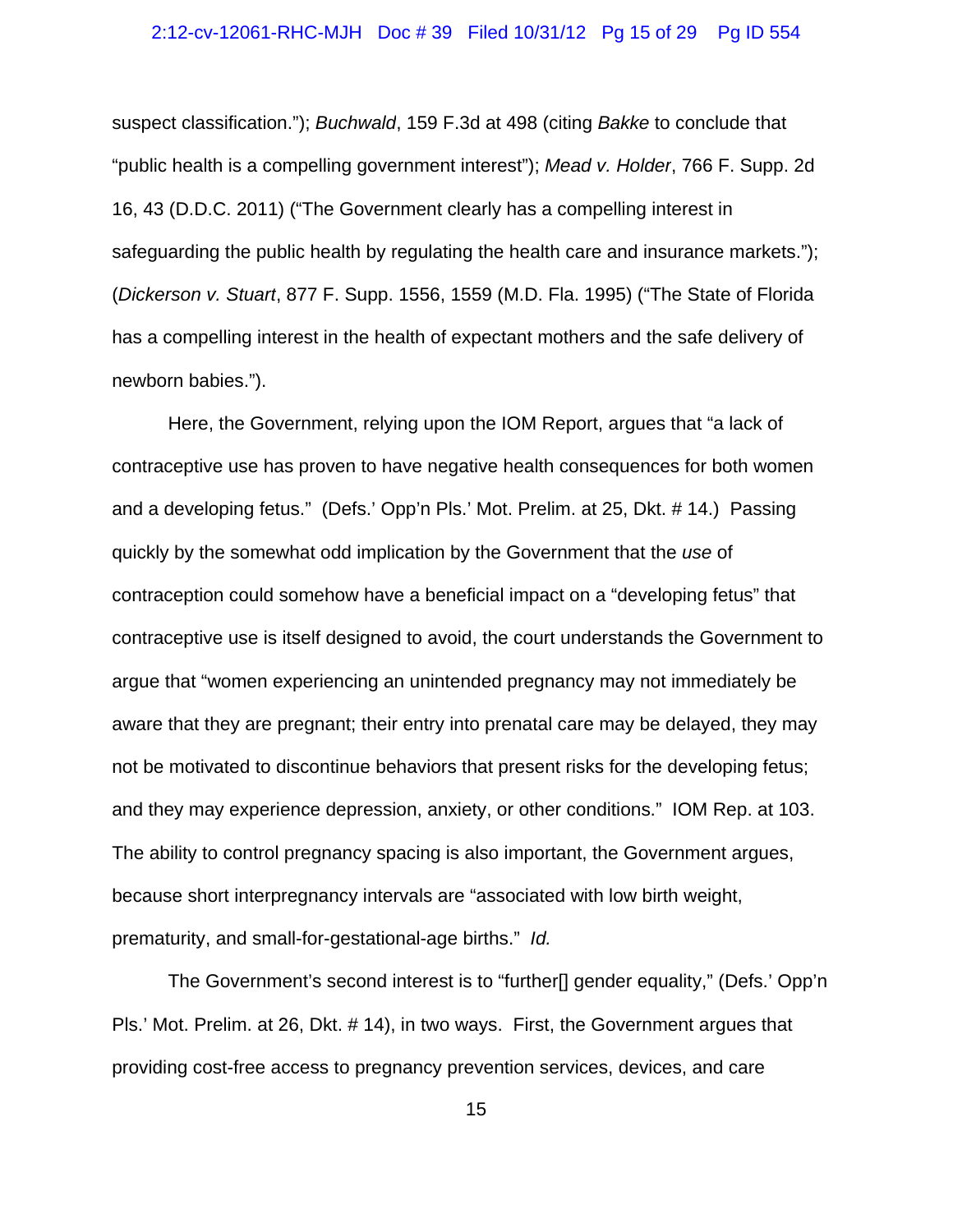suspect classification."); *Buchwald*, 159 F.3d at 498 (citing *Bakke* to conclude that "public health is a compelling government interest"); *Mead v. Holder*, 766 F. Supp. 2d 16, 43 (D.D.C. 2011) ("The Government clearly has a compelling interest in safeguarding the public health by regulating the health care and insurance markets."); (*Dickerson v. Stuart*, 877 F. Supp. 1556, 1559 (M.D. Fla. 1995) ("The State of Florida has a compelling interest in the health of expectant mothers and the safe delivery of newborn babies.").

Here, the Government, relying upon the IOM Report, argues that "a lack of contraceptive use has proven to have negative health consequences for both women and a developing fetus." (Defs.' Opp'n Pls.' Mot. Prelim. at 25, Dkt. # 14.) Passing quickly by the somewhat odd implication by the Government that the *use* of contraception could somehow have a beneficial impact on a "developing fetus" that contraceptive use is itself designed to avoid, the court understands the Government to argue that "women experiencing an unintended pregnancy may not immediately be aware that they are pregnant; their entry into prenatal care may be delayed, they may not be motivated to discontinue behaviors that present risks for the developing fetus; and they may experience depression, anxiety, or other conditions." IOM Rep. at 103. The ability to control pregnancy spacing is also important, the Government argues, because short interpregnancy intervals are "associated with low birth weight, prematurity, and small-for-gestational-age births." *Id.*

The Government's second interest is to "further[] gender equality," (Defs.' Opp'n Pls.' Mot. Prelim. at 26, Dkt. # 14), in two ways. First, the Government argues that providing cost-free access to pregnancy prevention services, devices, and care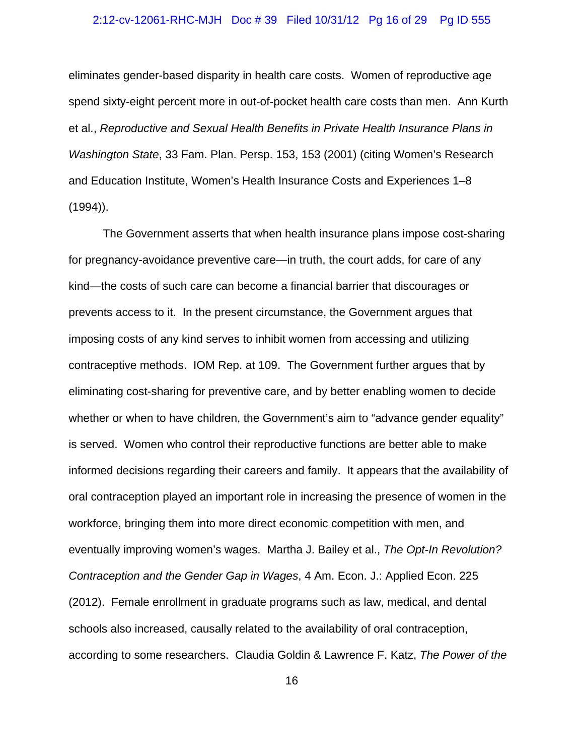eliminates gender-based disparity in health care costs. Women of reproductive age spend sixty-eight percent more in out-of-pocket health care costs than men. Ann Kurth et al., *Reproductive and Sexual Health Benefits in Private Health Insurance Plans in Washington State*, 33 Fam. Plan. Persp. 153, 153 (2001) (citing Women's Research and Education Institute, Women's Health Insurance Costs and Experiences 1–8 (1994)).

The Government asserts that when health insurance plans impose cost-sharing for pregnancy-avoidance preventive care—in truth, the court adds, for care of any kind—the costs of such care can become a financial barrier that discourages or prevents access to it. In the present circumstance, the Government argues that imposing costs of any kind serves to inhibit women from accessing and utilizing contraceptive methods. IOM Rep. at 109. The Government further argues that by eliminating cost-sharing for preventive care, and by better enabling women to decide whether or when to have children, the Government's aim to "advance gender equality" is served. Women who control their reproductive functions are better able to make informed decisions regarding their careers and family. It appears that the availability of oral contraception played an important role in increasing the presence of women in the workforce, bringing them into more direct economic competition with men, and eventually improving women's wages. Martha J. Bailey et al., *The Opt-In Revolution? Contraception and the Gender Gap in Wages*, 4 Am. Econ. J.: Applied Econ. 225 (2012). Female enrollment in graduate programs such as law, medical, and dental schools also increased, causally related to the availability of oral contraception, according to some researchers. Claudia Goldin & Lawrence F. Katz, *The Power of the*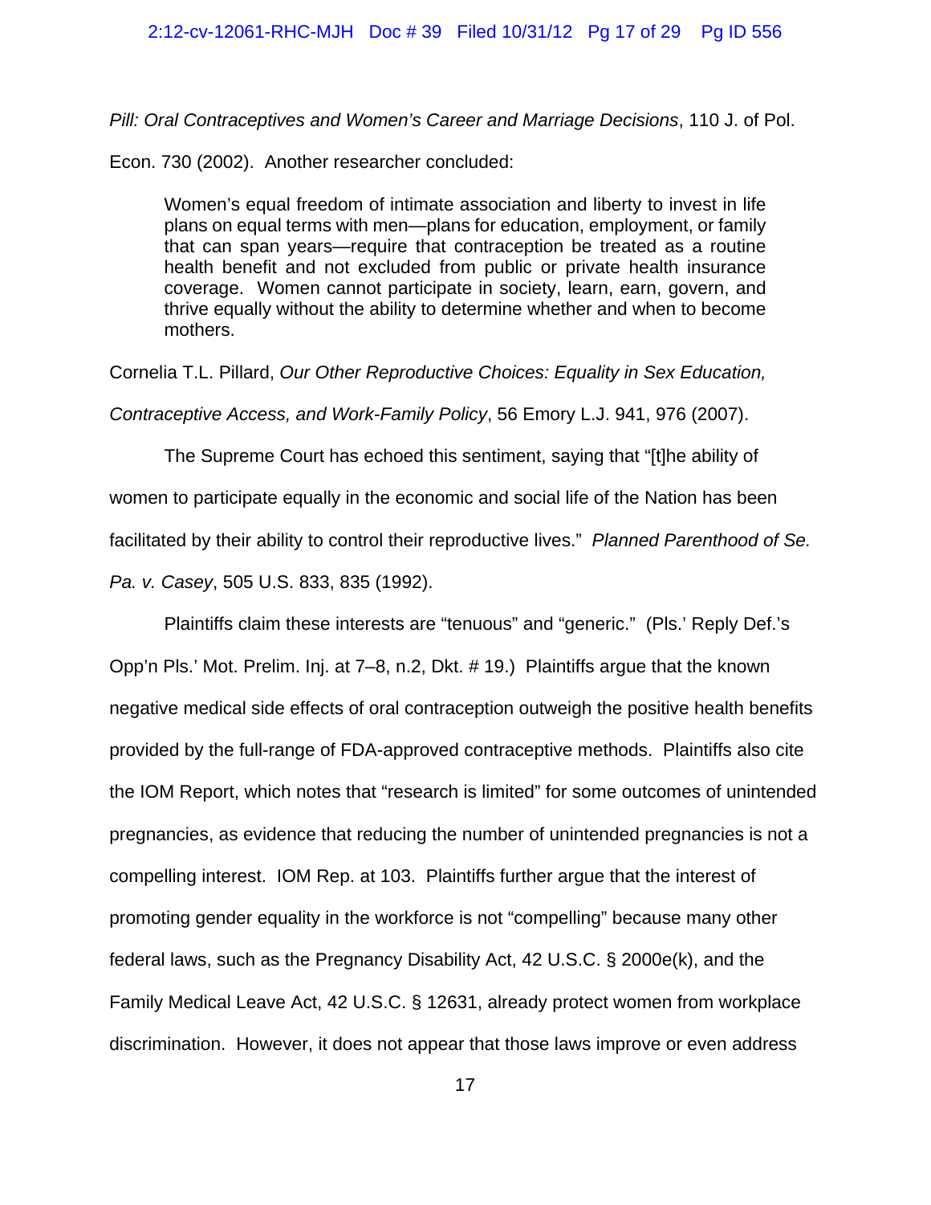*Pill: Oral Contraceptives and Women's Career and Marriage Decisions*, 110 J. of Pol. Econ. 730 (2002). Another researcher concluded:

> Women's equal freedom of intimate association and liberty to invest in life plans on equal terms with men—plans for education, employment, or family that can span years—require that contraception be treated as a routine health benefit and not excluded from public or private health insurance coverage. Women cannot participate in society, learn, earn, govern, and thrive equally without the ability to determine whether and when to become mothers.

Cornelia T.L. Pillard, *Our Other Reproductive Choices: Equality in Sex Education, Contraceptive Access, and Work-Family Policy*, 56 Emory L.J. 941, 976 (2007).

The Supreme Court has echoed this sentiment, saying that "[t]he ability of women to participate equally in the economic and social life of the Nation has been facilitated by their ability to control their reproductive lives." *Planned Parenthood of Se. Pa. v. Casey*, 505 U.S. 833, 835 (1992).

Plaintiffs claim these interests are "tenuous" and "generic." (Pls.' Reply Def.'s Opp'n Pls.' Mot. Prelim. Inj. at 7–8, n.2, Dkt. # 19.) Plaintiffs argue that the known negative medical side effects of oral contraception outweigh the positive health benefits provided by the full-range of FDA-approved contraceptive methods. Plaintiffs also cite the IOM Report, which notes that "research is limited" for some outcomes of unintended pregnancies, as evidence that reducing the number of unintended pregnancies is not a compelling interest. IOM Rep. at 103. Plaintiffs further argue that the interest of promoting gender equality in the workforce is not "compelling" because many other federal laws, such as the Pregnancy Disability Act, 42 U.S.C. § 2000e(k), and the Family Medical Leave Act, 42 U.S.C. § 12631, already protect women from workplace discrimination. However, it does not appear that those laws improve or even address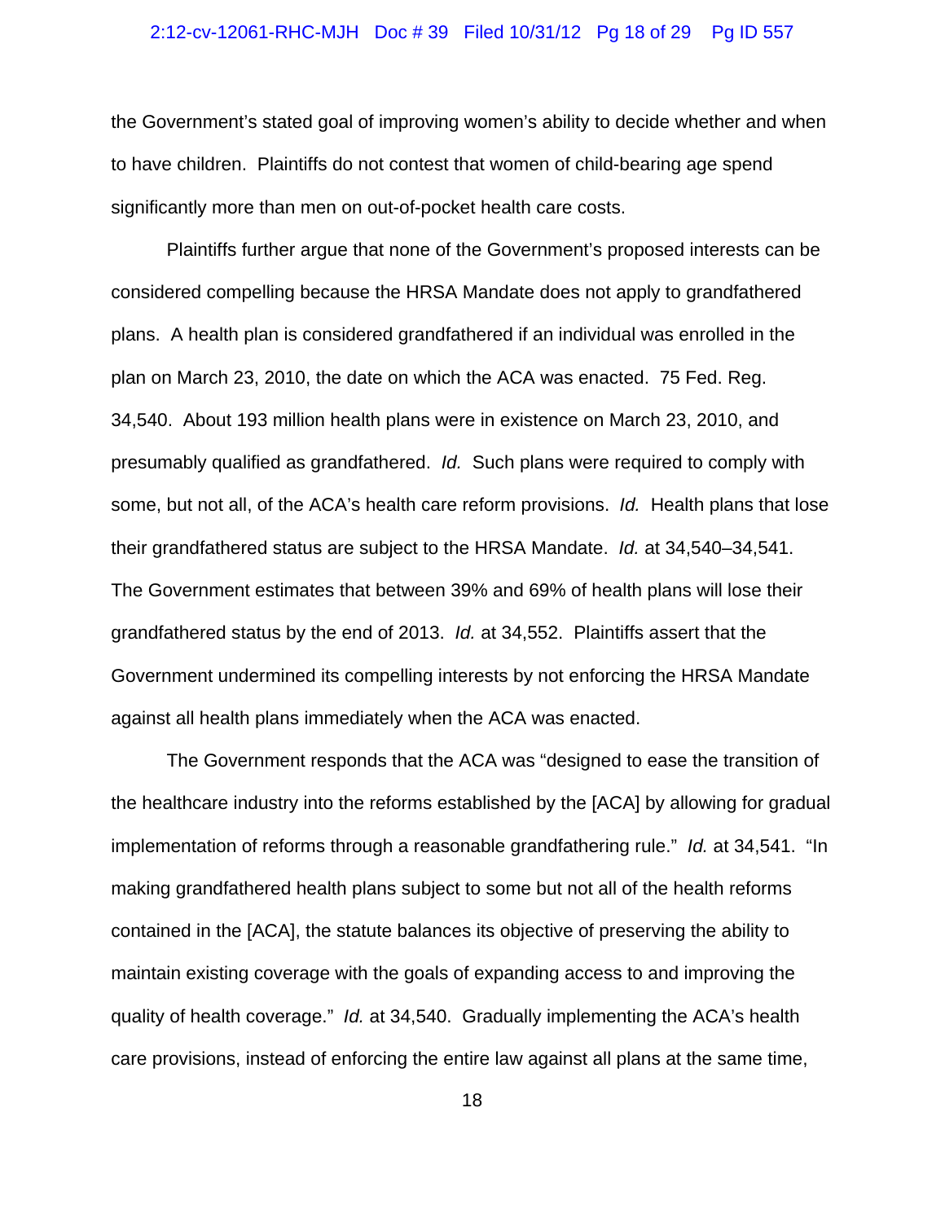the Government's stated goal of improving women's ability to decide whether and when to have children. Plaintiffs do not contest that women of child-bearing age spend significantly more than men on out-of-pocket health care costs.

Plaintiffs further argue that none of the Government's proposed interests can be considered compelling because the HRSA Mandate does not apply to grandfathered plans. A health plan is considered grandfathered if an individual was enrolled in the plan on March 23, 2010, the date on which the ACA was enacted. 75 Fed. Reg. 34,540. About 193 million health plans were in existence on March 23, 2010, and presumably qualified as grandfathered. *Id.* Such plans were required to comply with some, but not all, of the ACA's health care reform provisions. *Id.* Health plans that lose their grandfathered status are subject to the HRSA Mandate. *Id.* at 34,540–34,541. The Government estimates that between 39% and 69% of health plans will lose their grandfathered status by the end of 2013. *Id.* at 34,552. Plaintiffs assert that the Government undermined its compelling interests by not enforcing the HRSA Mandate against all health plans immediately when the ACA was enacted.

The Government responds that the ACA was "designed to ease the transition of the healthcare industry into the reforms established by the [ACA] by allowing for gradual implementation of reforms through a reasonable grandfathering rule." *Id.* at 34,541. "In making grandfathered health plans subject to some but not all of the health reforms contained in the [ACA], the statute balances its objective of preserving the ability to maintain existing coverage with the goals of expanding access to and improving the quality of health coverage." *Id.* at 34,540. Gradually implementing the ACA's health care provisions, instead of enforcing the entire law against all plans at the same time,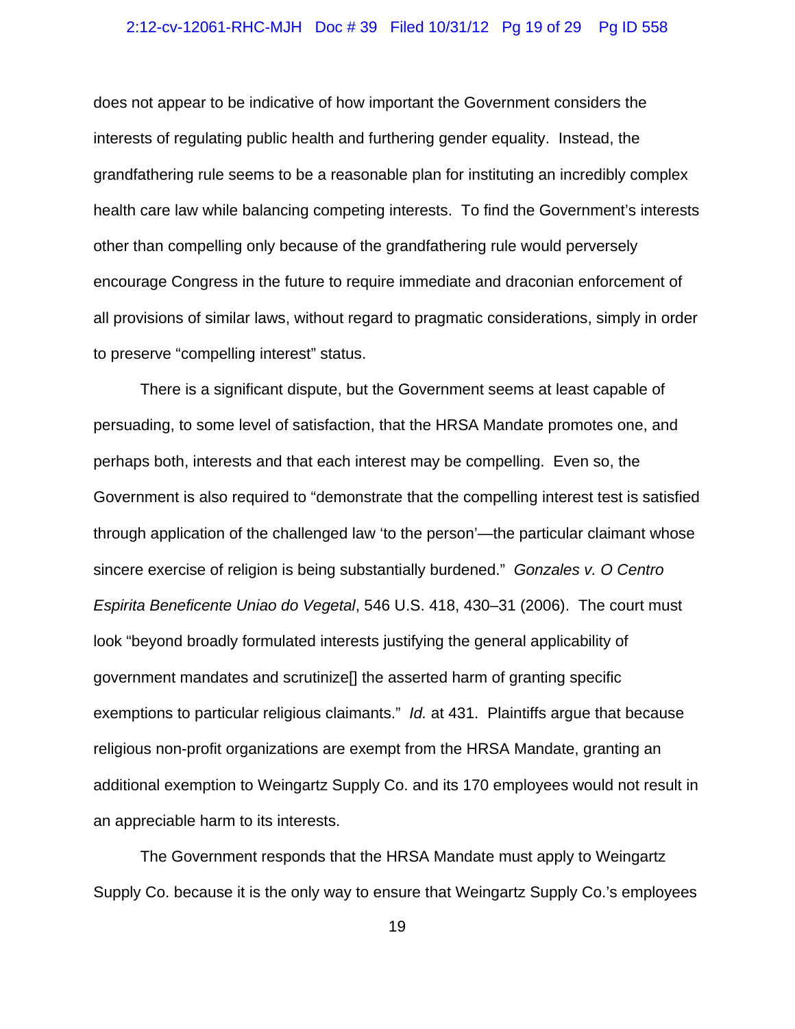does not appear to be indicative of how important the Government considers the interests of regulating public health and furthering gender equality. Instead, the grandfathering rule seems to be a reasonable plan for instituting an incredibly complex health care law while balancing competing interests. To find the Government's interests other than compelling only because of the grandfathering rule would perversely encourage Congress in the future to require immediate and draconian enforcement of all provisions of similar laws, without regard to pragmatic considerations, simply in order to preserve "compelling interest" status.

There is a significant dispute, but the Government seems at least capable of persuading, to some level of satisfaction, that the HRSA Mandate promotes one, and perhaps both, interests and that each interest may be compelling. Even so, the Government is also required to "demonstrate that the compelling interest test is satisfied through application of the challenged law 'to the person'—the particular claimant whose sincere exercise of religion is being substantially burdened." *Gonzales v. O Centro Espirita Beneficente Uniao do Vegetal*, 546 U.S. 418, 430–31 (2006). The court must look "beyond broadly formulated interests justifying the general applicability of government mandates and scrutinize[] the asserted harm of granting specific exemptions to particular religious claimants." *Id.* at 431. Plaintiffs argue that because religious non-profit organizations are exempt from the HRSA Mandate, granting an additional exemption to Weingartz Supply Co. and its 170 employees would not result in an appreciable harm to its interests.

The Government responds that the HRSA Mandate must apply to Weingartz Supply Co. because it is the only way to ensure that Weingartz Supply Co.'s employees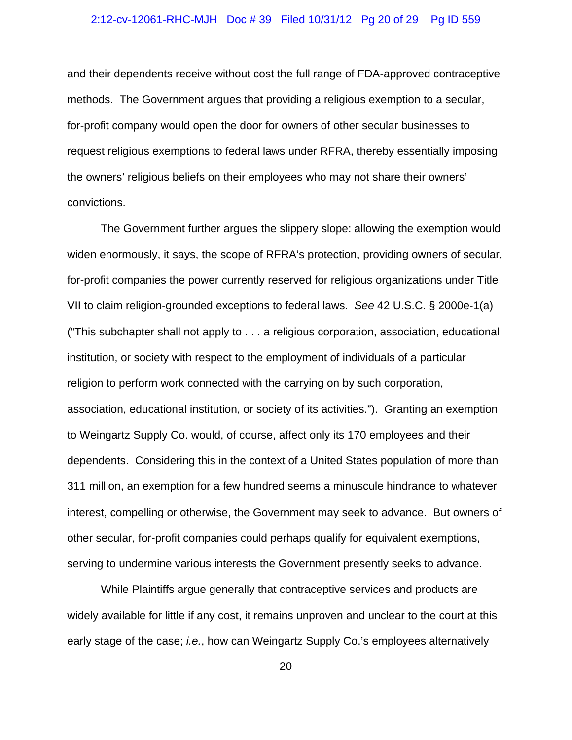and their dependents receive without cost the full range of FDA-approved contraceptive methods. The Government argues that providing a religious exemption to a secular, for-profit company would open the door for owners of other secular businesses to request religious exemptions to federal laws under RFRA, thereby essentially imposing the owners' religious beliefs on their employees who may not share their owners' convictions.

The Government further argues the slippery slope: allowing the exemption would widen enormously, it says, the scope of RFRA's protection, providing owners of secular, for-profit companies the power currently reserved for religious organizations under Title VII to claim religion-grounded exceptions to federal laws. *See* 42 U.S.C. § 2000e-1(a) ("This subchapter shall not apply to . . . a religious corporation, association, educational institution, or society with respect to the employment of individuals of a particular religion to perform work connected with the carrying on by such corporation, association, educational institution, or society of its activities."). Granting an exemption to Weingartz Supply Co. would, of course, affect only its 170 employees and their dependents. Considering this in the context of a United States population of more than 311 million, an exemption for a few hundred seems a minuscule hindrance to whatever interest, compelling or otherwise, the Government may seek to advance. But owners of other secular, for-profit companies could perhaps qualify for equivalent exemptions, serving to undermine various interests the Government presently seeks to advance.

While Plaintiffs argue generally that contraceptive services and products are widely available for little if any cost, it remains unproven and unclear to the court at this early stage of the case; *i.e.*, how can Weingartz Supply Co.'s employees alternatively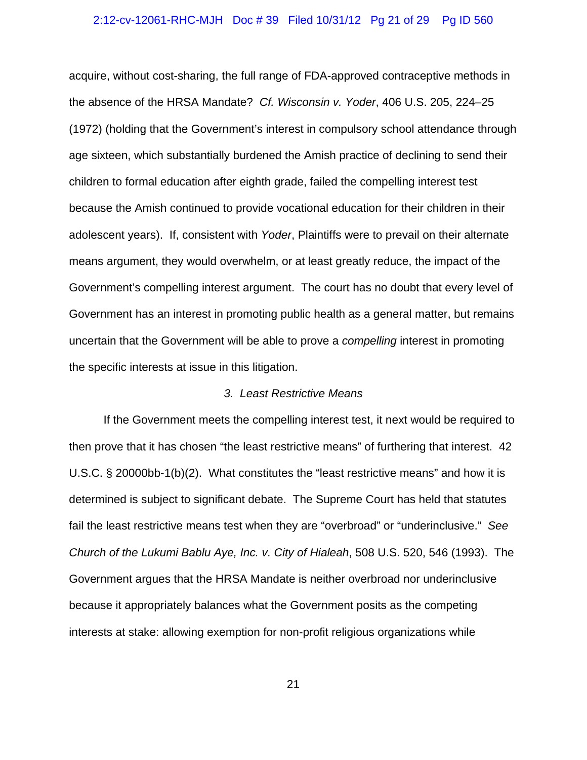acquire, without cost-sharing, the full range of FDA-approved contraceptive methods in the absence of the HRSA Mandate? *Cf. Wisconsin v. Yoder*, 406 U.S. 205, 224–25 (1972) (holding that the Government's interest in compulsory school attendance through age sixteen, which substantially burdened the Amish practice of declining to send their children to formal education after eighth grade, failed the compelling interest test because the Amish continued to provide vocational education for their children in their adolescent years). If, consistent with *Yoder*, Plaintiffs were to prevail on their alternate means argument, they would overwhelm, or at least greatly reduce, the impact of the Government's compelling interest argument. The court has no doubt that every level of Government has an interest in promoting public health as a general matter, but remains uncertain that the Government will be able to prove a *compelling* interest in promoting the specific interests at issue in this litigation.

*3. Least Restrictive Means*

If the Government meets the compelling interest test, it next would be required to then prove that it has chosen "the least restrictive means" of furthering that interest. 42 U.S.C. § 20000bb-1(b)(2). What constitutes the "least restrictive means" and how it is determined is subject to significant debate. The Supreme Court has held that statutes fail the least restrictive means test when they are "overbroad" or "underinclusive." *See Church of the Lukumi Bablu Aye, Inc. v. City of Hialeah*, 508 U.S. 520, 546 (1993). The Government argues that the HRSA Mandate is neither overbroad nor underinclusive because it appropriately balances what the Government posits as the competing interests at stake: allowing exemption for non-profit religious organizations while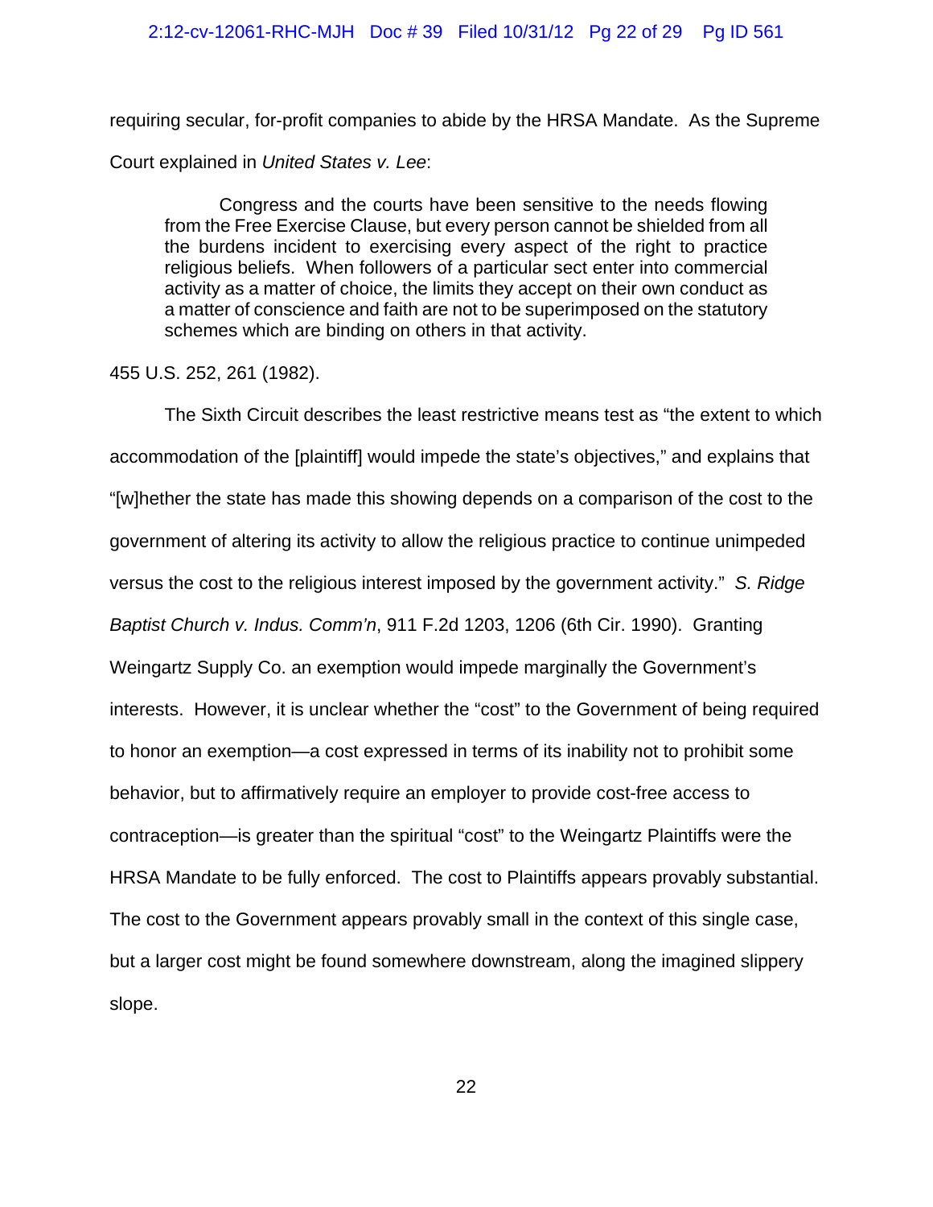requiring secular, for-profit companies to abide by the HRSA Mandate. As the Supreme Court explained in *United States v. Lee*:

> Congress and the courts have been sensitive to the needs flowing from the Free Exercise Clause, but every person cannot be shielded from all the burdens incident to exercising every aspect of the right to practice religious beliefs. When followers of a particular sect enter into commercial activity as a matter of choice, the limits they accept on their own conduct as a matter of conscience and faith are not to be superimposed on the statutory schemes which are binding on others in that activity.

455 U.S. 252, 261 (1982).

The Sixth Circuit describes the least restrictive means test as "the extent to which accommodation of the [plaintiff] would impede the state's objectives," and explains that "[w]hether the state has made this showing depends on a comparison of the cost to the government of altering its activity to allow the religious practice to continue unimpeded versus the cost to the religious interest imposed by the government activity." *S. Ridge Baptist Church v. Indus. Comm'n*, 911 F.2d 1203, 1206 (6th Cir. 1990). Granting Weingartz Supply Co. an exemption would impede marginally the Government's interests. However, it is unclear whether the "cost" to the Government of being required to honor an exemption—a cost expressed in terms of its inability not to prohibit some behavior, but to affirmatively require an employer to provide cost-free access to contraception—is greater than the spiritual "cost" to the Weingartz Plaintiffs were the HRSA Mandate to be fully enforced. The cost to Plaintiffs appears provably substantial. The cost to the Government appears provably small in the context of this single case, but a larger cost might be found somewhere downstream, along the imagined slippery slope.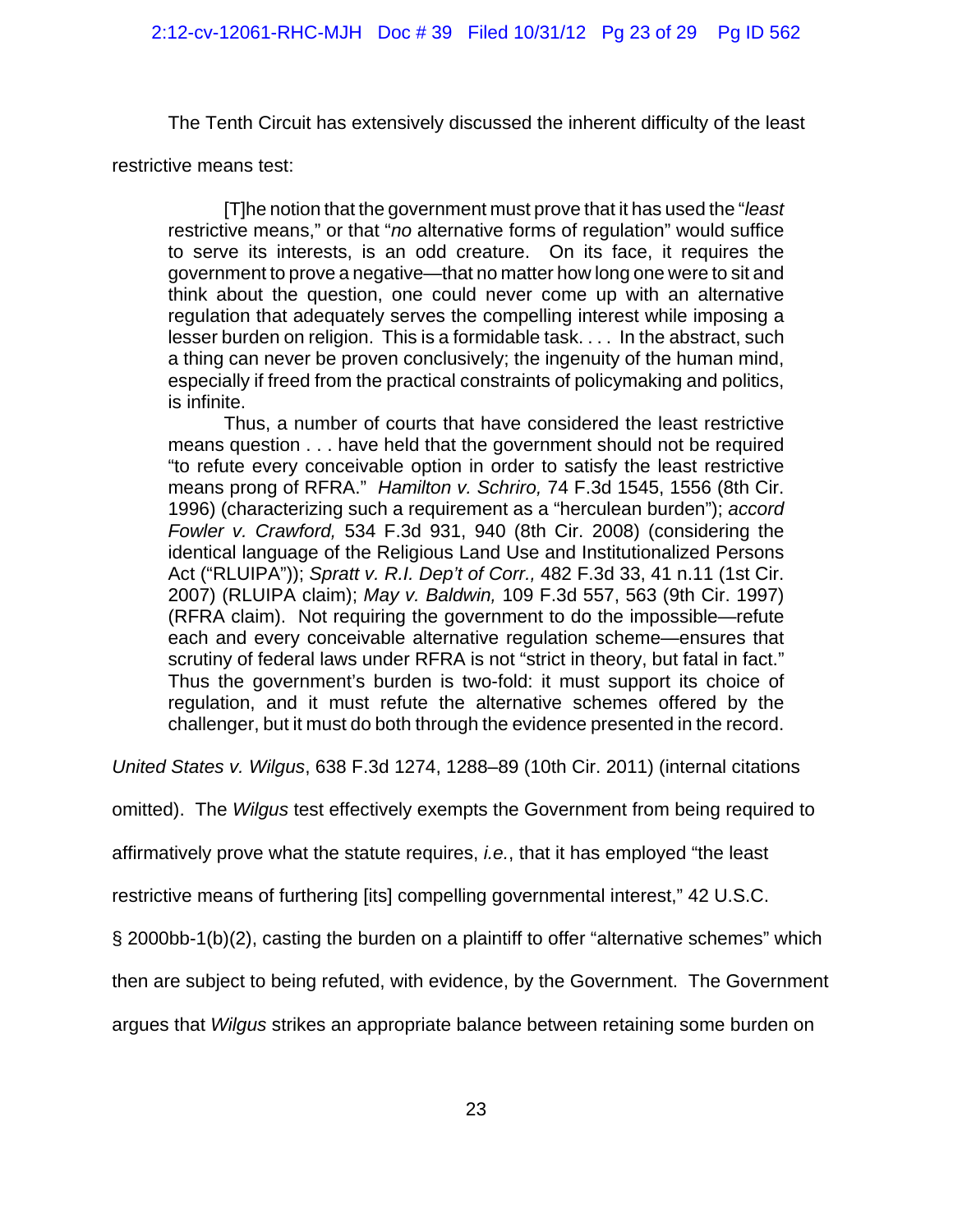The Tenth Circuit has extensively discussed the inherent difficulty of the least restrictive means test:

> [T]he notion that the government must prove that it has used the "*least* restrictive means," or that "*no* alternative forms of regulation" would suffice to serve its interests, is an odd creature. On its face, it requires the government to prove a negative—that no matter how long one were to sit and think about the question, one could never come up with an alternative regulation that adequately serves the compelling interest while imposing a lesser burden on religion. This is a formidable task. . . . In the abstract, such a thing can never be proven conclusively; the ingenuity of the human mind, especially if freed from the practical constraints of policymaking and politics, is infinite.
>
> Thus, a number of courts that have considered the least restrictive means question . . . have held that the government should not be required "to refute every conceivable option in order to satisfy the least restrictive means prong of RFRA." *Hamilton v. Schriro,* 74 F.3d 1545, 1556 (8th Cir. 1996) (characterizing such a requirement as a "herculean burden"); *accord Fowler v. Crawford,* 534 F.3d 931, 940 (8th Cir. 2008) (considering the identical language of the Religious Land Use and Institutionalized Persons Act ("RLUIPA")); *Spratt v. R.I. Dep't of Corr.,* 482 F.3d 33, 41 n.11 (1st Cir. 2007) (RLUIPA claim); *May v. Baldwin,* 109 F.3d 557, 563 (9th Cir. 1997) (RFRA claim). Not requiring the government to do the impossible—refute each and every conceivable alternative regulation scheme—ensures that scrutiny of federal laws under RFRA is not "strict in theory, but fatal in fact." Thus the government's burden is two-fold: it must support its choice of regulation, and it must refute the alternative schemes offered by the challenger, but it must do both through the evidence presented in the record.

*United States v. Wilgus*, 638 F.3d 1274, 1288–89 (10th Cir. 2011) (internal citations omitted). The *Wilgus* test effectively exempts the Government from being required to affirmatively prove what the statute requires, *i.e.*, that it has employed "the least restrictive means of furthering [its] compelling governmental interest," 42 U.S.C. § 2000bb-1(b)(2), casting the burden on a plaintiff to offer "alternative schemes" which then are subject to being refuted, with evidence, by the Government. The Government argues that *Wilgus* strikes an appropriate balance between retaining some burden on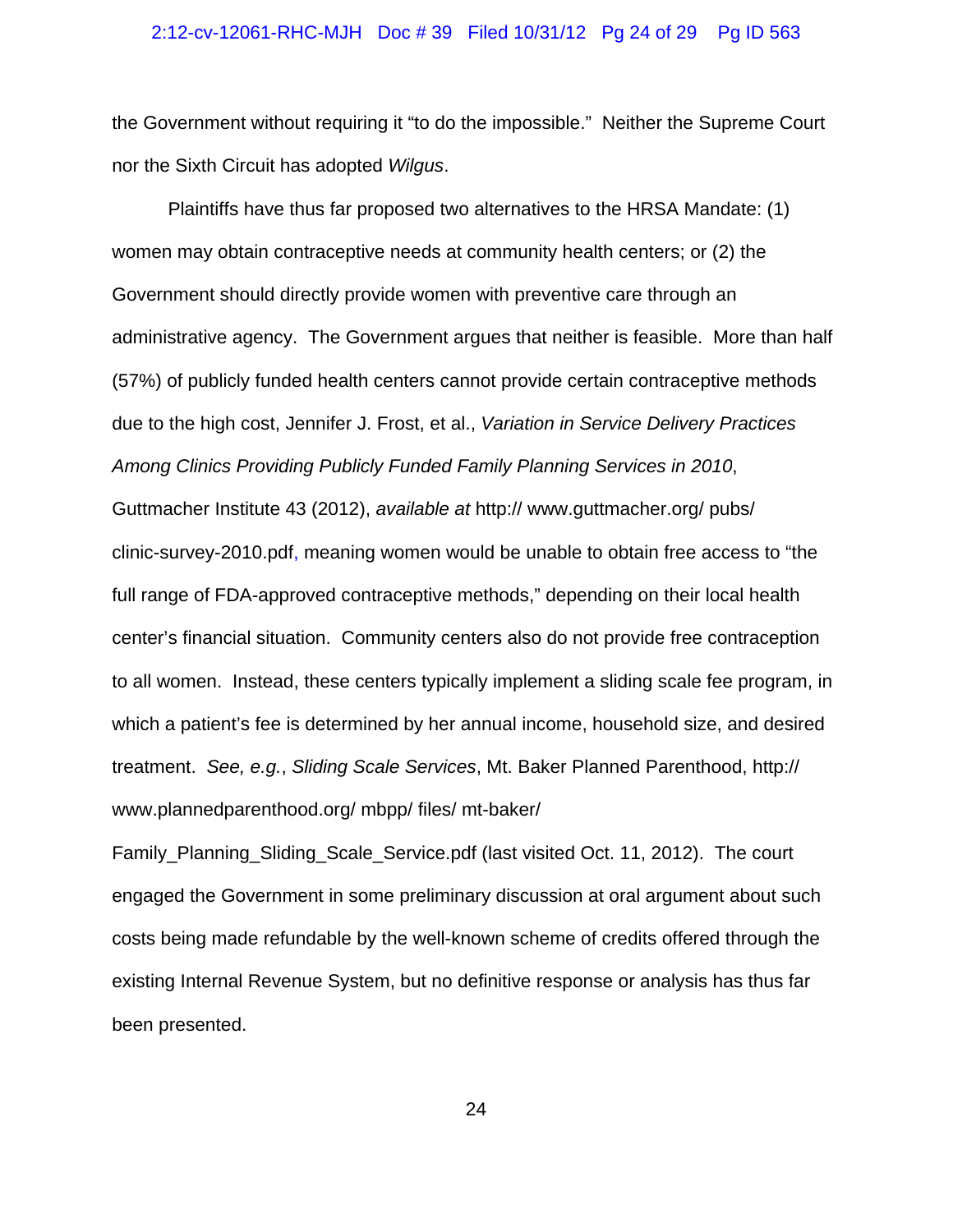the Government without requiring it "to do the impossible." Neither the Supreme Court nor the Sixth Circuit has adopted *Wilgus*.

Plaintiffs have thus far proposed two alternatives to the HRSA Mandate: (1) women may obtain contraceptive needs at community health centers; or (2) the Government should directly provide women with preventive care through an administrative agency. The Government argues that neither is feasible. More than half (57%) of publicly funded health centers cannot provide certain contraceptive methods due to the high cost, Jennifer J. Frost, et al., *Variation in Service Delivery Practices Among Clinics Providing Publicly Funded Family Planning Services in 2010*, Guttmacher Institute 43 (2012), *available at* http:// www.guttmacher.org/ pubs/ clinic-survey-2010.pdf, meaning women would be unable to obtain free access to "the full range of FDA-approved contraceptive methods," depending on their local health center's financial situation. Community centers also do not provide free contraception to all women. Instead, these centers typically implement a sliding scale fee program, in which a patient's fee is determined by her annual income, household size, and desired treatment. *See, e.g.*, *Sliding Scale Services*, Mt. Baker Planned Parenthood, http:// www.plannedparenthood.org/ mbpp/ files/ mt-baker/ Family_Planning_Sliding_Scale_Service.pdf (last visited Oct. 11, 2012). The court engaged the Government in some preliminary discussion at oral argument about such costs being made refundable by the well-known scheme of credits offered through the existing Internal Revenue System, but no definitive response or analysis has thus far been presented.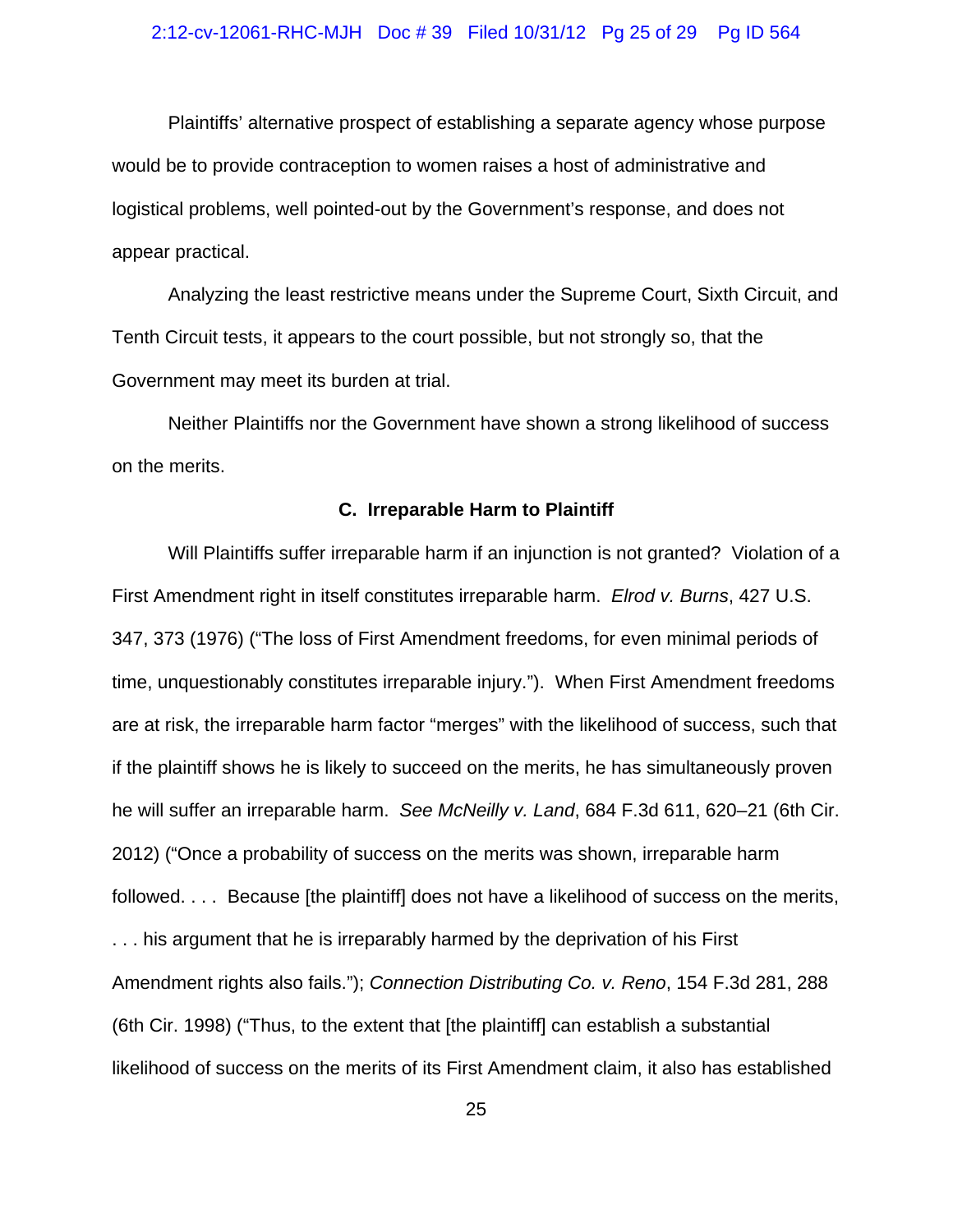Plaintiffs' alternative prospect of establishing a separate agency whose purpose would be to provide contraception to women raises a host of administrative and logistical problems, well pointed-out by the Government's response, and does not appear practical.

Analyzing the least restrictive means under the Supreme Court, Sixth Circuit, and Tenth Circuit tests, it appears to the court possible, but not strongly so, that the Government may meet its burden at trial.

Neither Plaintiffs nor the Government have shown a strong likelihood of success on the merits.

### C. Irreparable Harm to Plaintiff

Will Plaintiffs suffer irreparable harm if an injunction is not granted? Violation of a First Amendment right in itself constitutes irreparable harm. *Elrod v. Burns*, 427 U.S. 347, 373 (1976) ("The loss of First Amendment freedoms, for even minimal periods of time, unquestionably constitutes irreparable injury."). When First Amendment freedoms are at risk, the irreparable harm factor "merges" with the likelihood of success, such that if the plaintiff shows he is likely to succeed on the merits, he has simultaneously proven he will suffer an irreparable harm. *See McNeilly v. Land*, 684 F.3d 611, 620–21 (6th Cir. 2012) ("Once a probability of success on the merits was shown, irreparable harm followed. . . . Because [the plaintiff] does not have a likelihood of success on the merits, . . . his argument that he is irreparably harmed by the deprivation of his First Amendment rights also fails."); *Connection Distributing Co. v. Reno*, 154 F.3d 281, 288 (6th Cir. 1998) ("Thus, to the extent that [the plaintiff] can establish a substantial likelihood of success on the merits of its First Amendment claim, it also has established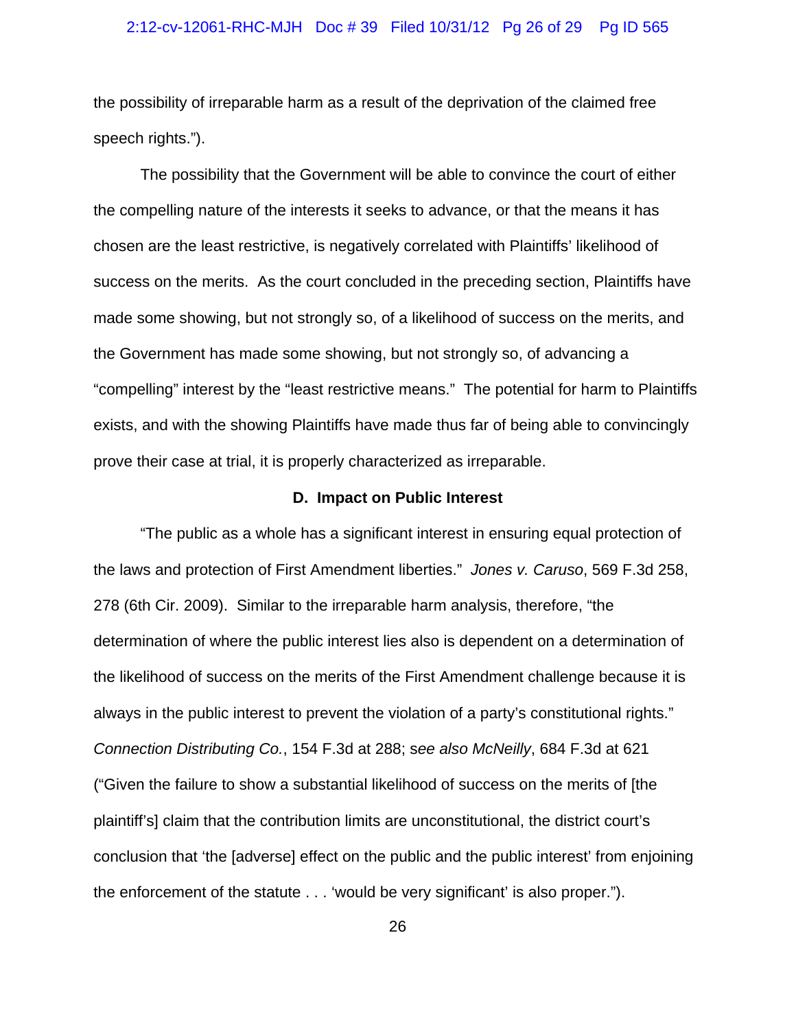the possibility of irreparable harm as a result of the deprivation of the claimed free speech rights.").

The possibility that the Government will be able to convince the court of either the compelling nature of the interests it seeks to advance, or that the means it has chosen are the least restrictive, is negatively correlated with Plaintiffs' likelihood of success on the merits. As the court concluded in the preceding section, Plaintiffs have made some showing, but not strongly so, of a likelihood of success on the merits, and the Government has made some showing, but not strongly so, of advancing a "compelling" interest by the "least restrictive means." The potential for harm to Plaintiffs exists, and with the showing Plaintiffs have made thus far of being able to convincingly prove their case at trial, it is properly characterized as irreparable.

**D. Impact on Public Interest**

"The public as a whole has a significant interest in ensuring equal protection of the laws and protection of First Amendment liberties." *Jones v. Caruso*, 569 F.3d 258, 278 (6th Cir. 2009). Similar to the irreparable harm analysis, therefore, "the determination of where the public interest lies also is dependent on a determination of the likelihood of success on the merits of the First Amendment challenge because it is always in the public interest to prevent the violation of a party's constitutional rights." *Connection Distributing Co.*, 154 F.3d at 288; s*ee also McNeilly*, 684 F.3d at 621 ("Given the failure to show a substantial likelihood of success on the merits of [the plaintiff's] claim that the contribution limits are unconstitutional, the district court's conclusion that 'the [adverse] effect on the public and the public interest' from enjoining the enforcement of the statute . . . 'would be very significant' is also proper.").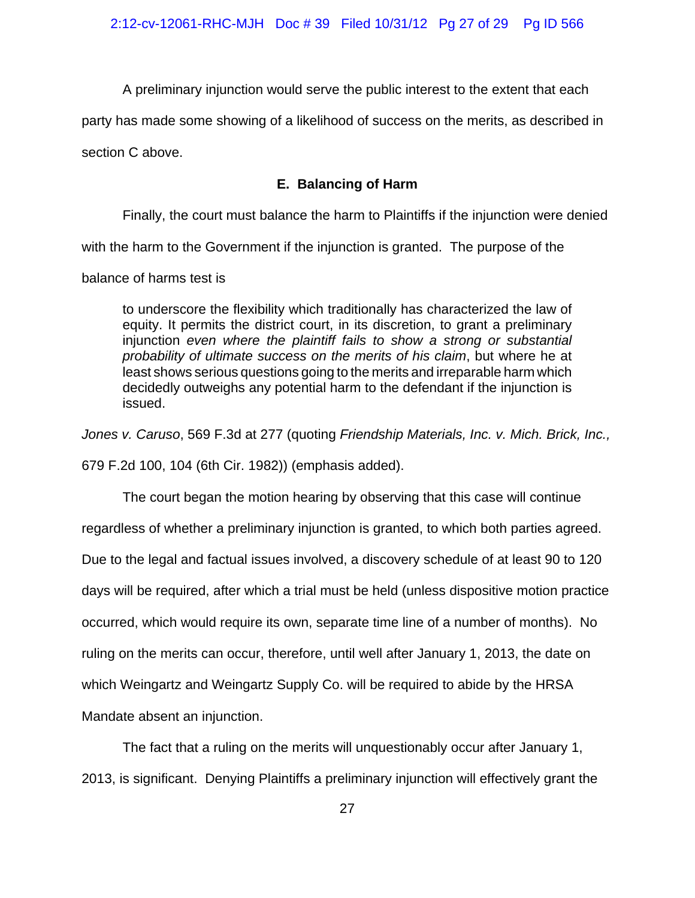A preliminary injunction would serve the public interest to the extent that each party has made some showing of a likelihood of success on the merits, as described in section C above.

### E. Balancing of Harm

Finally, the court must balance the harm to Plaintiffs if the injunction were denied with the harm to the Government if the injunction is granted. The purpose of the balance of harms test is

> to underscore the flexibility which traditionally has characterized the law of equity. It permits the district court, in its discretion, to grant a preliminary injunction *even where the plaintiff fails to show a strong or substantial probability of ultimate success on the merits of his claim*, but where he at least shows serious questions going to the merits and irreparable harm which decidedly outweighs any potential harm to the defendant if the injunction is issued.

*Jones v. Caruso*, 569 F.3d at 277 (quoting *Friendship Materials, Inc. v. Mich. Brick, Inc.,* 679 F.2d 100, 104 (6th Cir. 1982)) (emphasis added).

The court began the motion hearing by observing that this case will continue regardless of whether a preliminary injunction is granted, to which both parties agreed. Due to the legal and factual issues involved, a discovery schedule of at least 90 to 120 days will be required, after which a trial must be held (unless dispositive motion practice occurred, which would require its own, separate time line of a number of months). No ruling on the merits can occur, therefore, until well after January 1, 2013, the date on which Weingartz and Weingartz Supply Co. will be required to abide by the HRSA Mandate absent an injunction.

The fact that a ruling on the merits will unquestionably occur after January 1, 2013, is significant. Denying Plaintiffs a preliminary injunction will effectively grant the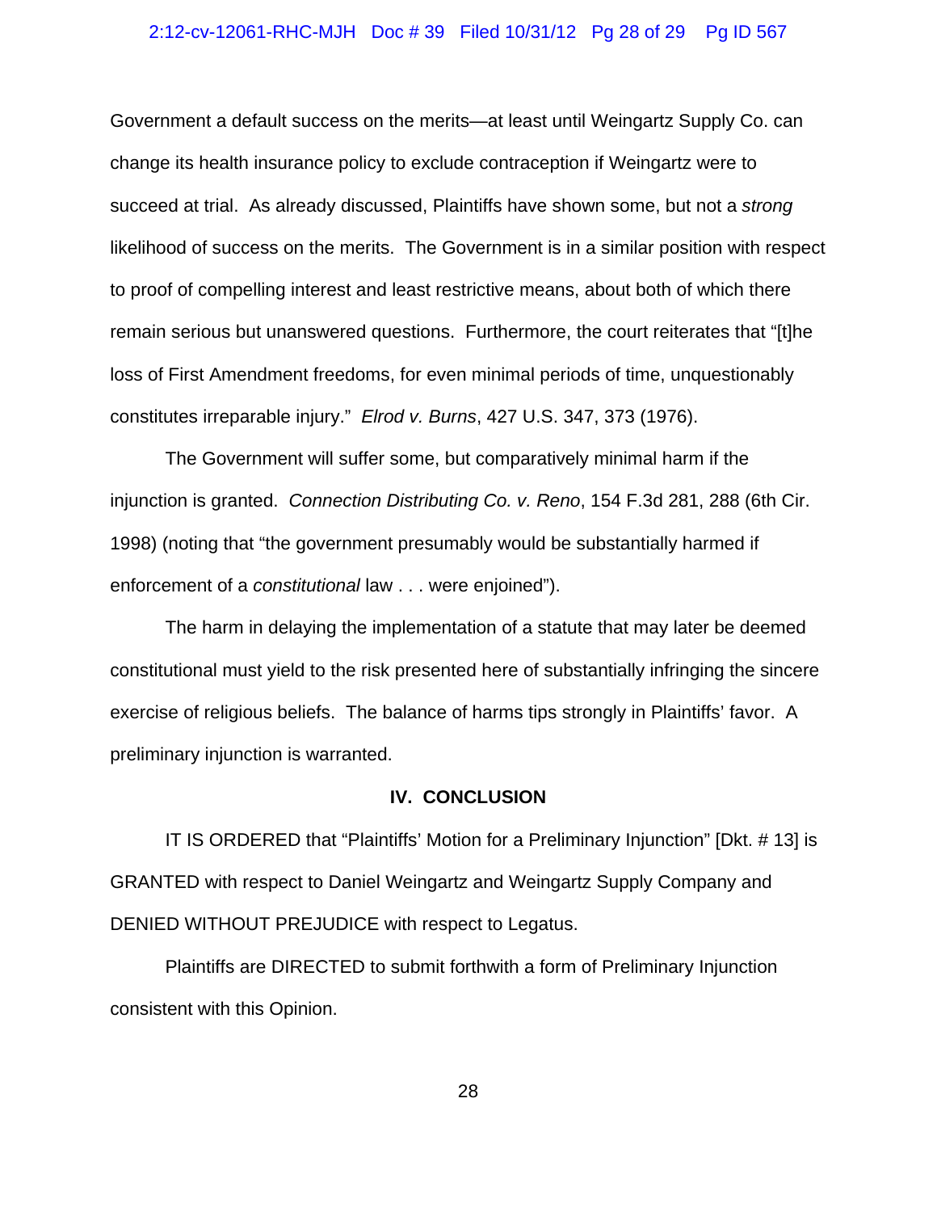Government a default success on the merits—at least until Weingartz Supply Co. can change its health insurance policy to exclude contraception if Weingartz were to succeed at trial. As already discussed, Plaintiffs have shown some, but not a *strong* likelihood of success on the merits. The Government is in a similar position with respect to proof of compelling interest and least restrictive means, about both of which there remain serious but unanswered questions. Furthermore, the court reiterates that "[t]he loss of First Amendment freedoms, for even minimal periods of time, unquestionably constitutes irreparable injury." *Elrod v. Burns*, 427 U.S. 347, 373 (1976).

The Government will suffer some, but comparatively minimal harm if the injunction is granted. *Connection Distributing Co. v. Reno*, 154 F.3d 281, 288 (6th Cir. 1998) (noting that "the government presumably would be substantially harmed if enforcement of a *constitutional* law . . . were enjoined").

The harm in delaying the implementation of a statute that may later be deemed constitutional must yield to the risk presented here of substantially infringing the sincere exercise of religious beliefs. The balance of harms tips strongly in Plaintiffs' favor. A preliminary injunction is warranted.

## IV. CONCLUSION

IT IS ORDERED that "Plaintiffs' Motion for a Preliminary Injunction" [Dkt. # 13] is GRANTED with respect to Daniel Weingartz and Weingartz Supply Company and DENIED WITHOUT PREJUDICE with respect to Legatus.

Plaintiffs are DIRECTED to submit forthwith a form of Preliminary Injunction consistent with this Opinion.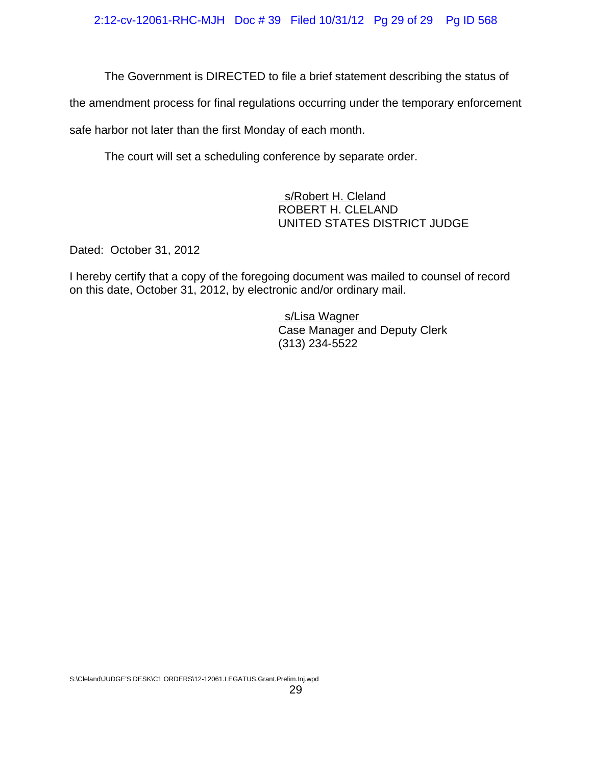The Government is DIRECTED to file a brief statement describing the status of the amendment process for final regulations occurring under the temporary enforcement safe harbor not later than the first Monday of each month.

The court will set a scheduling conference by separate order.

s/Robert H. Cleland
ROBERT H. CLELAND
UNITED STATES DISTRICT JUDGE

Dated: October 31, 2012

I hereby certify that a copy of the foregoing document was mailed to counsel of record on this date, October 31, 2012, by electronic and/or ordinary mail.

s/Lisa Wagner
Case Manager and Deputy Clerk
(313) 234-5522

S:\Cleland\JUDGE'S DESK\C1 ORDERS\12-12061.LEGATUS.Grant.Prelim.Inj.wpd